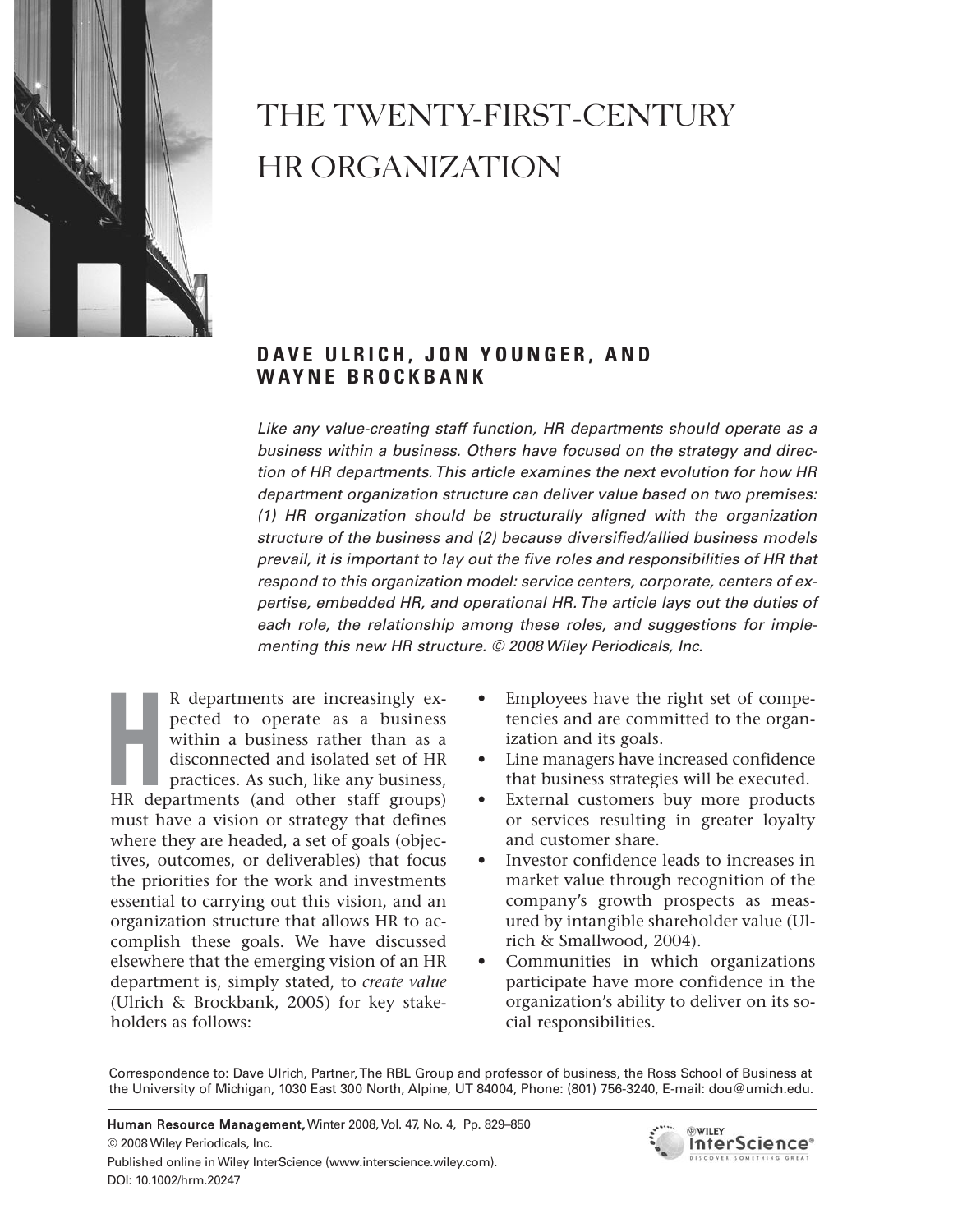# THE TWENTY-FIRST-CENTURY HR ORGANIZATION

**DAVE ULRICH, JON YOUNGER, AND WAYNE BROCKBANK**

*Like any value-creating staff function, HR departments should operate as a business within a business. Others have focused on the strategy and direction of HR departments. This article examines the next evolution for how HR department organization structure can deliver value based on two premises: (1) HR organization should be structurally aligned with the organization structure of the business and (2) because diversified/allied business models prevail, it is important to lay out the five roles and responsibilities of HR that respond to this organization model: service centers, corporate, centers of expertise, embedded HR, and operational HR. The article lays out the duties of each role, the relationship among these roles, and suggestions for implementing this new HR structure. © 2008 Wiley Periodicals, Inc.*

HR departments are increasingly expected to operate as a business within a business rather than as a disconnected and isolated set of HR practices. As such, like any business, HR departments (and other staff groups) must have a vision or strategy that defines where they are headed, a set of goals (objectives, outcomes, or deliverables) that focus the priorities for the work and investments essential to carrying out this vision, and an organization structure that allows HR to accomplish these goals. We have discussed elsewhere that the emerging vision of an HR department is, simply stated, to *create value* (Ulrich & Brockbank, 2005) for key stakeholders as follows:

- Employees have the right set of competencies and are committed to the organization and its goals.
- Line managers have increased confidence that business strategies will be executed.
- External customers buy more products or services resulting in greater loyalty and customer share.
- Investor confidence leads to increases in market value through recognition of the company's growth prospects as measured by intangible shareholder value (Ulrich & Smallwood, 2004).
- Communities in which organizations participate have more confidence in the organization's ability to deliver on its social responsibilities.

Correspondence to: Dave Ulrich, Partner, The RBL Group and professor of business, the Ross School of Business at the University of Michigan, 1030 East 300 North, Alpine, UT 84004, Phone: (801) 756-3240, E-mail: dou@umich.edu.

Human Resource Management, Winter 2008, Vol. 47, No. 4, Pp. 829–850
© 2008 Wiley Periodicals, Inc.
Published online in Wiley InterScience (www.interscience.wiley.com).
DOI: 10.1002/hrm.20247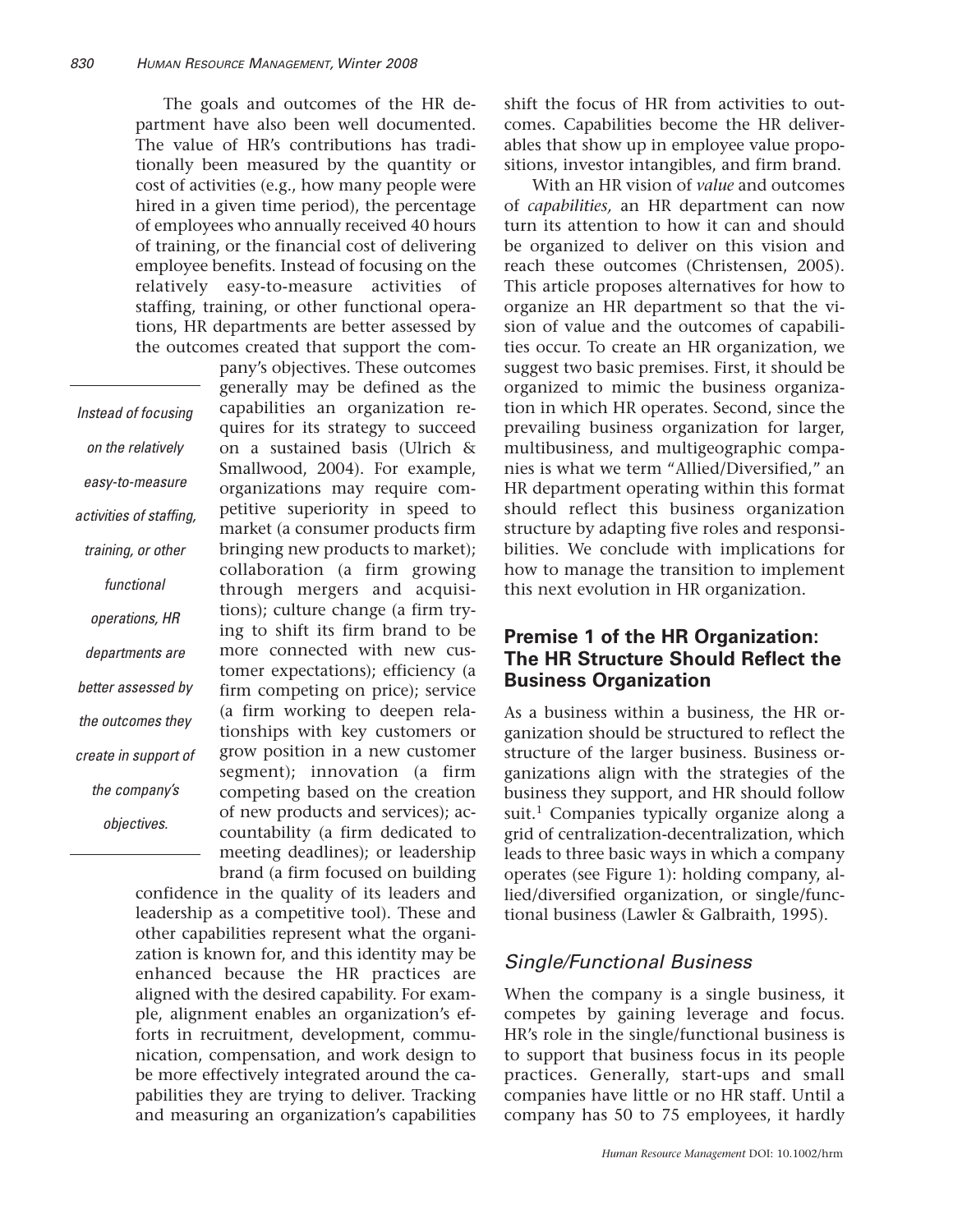The goals and outcomes of the HR department have also been well documented. The value of HR's contributions has traditionally been measured by the quantity or cost of activities (e.g., how many people were hired in a given time period), the percentage of employees who annually received 40 hours of training, or the financial cost of delivering employee benefits. Instead of focusing on the relatively easy-to-measure activities of staffing, training, or other functional operations, HR departments are better assessed by the outcomes created that support the company's objectives. These outcomes generally may be defined as the capabilities an organization requires for its strategy to succeed on a sustained basis (Ulrich & Smallwood, 2004). For example, organizations may require competitive superiority in speed to market (a consumer products firm bringing new products to market); collaboration (a firm growing through mergers and acquisitions); culture change (a firm trying to shift its firm brand to be more connected with new customer expectations); efficiency (a firm competing on price); service (a firm working to deepen relationships with key customers or grow position in a new customer segment); innovation (a firm competing based on the creation of new products and services); accountability (a firm dedicated to meeting deadlines); or leadership brand (a firm focused on building confidence in the quality of its leaders and leadership as a competitive tool). These and other capabilities represent what the organization is known for, and this identity may be enhanced because the HR practices are aligned with the desired capability. For example, alignment enables an organization's efforts in recruitment, development, communication, compensation, and work design to be more effectively integrated around the capabilities they are trying to deliver. Tracking and measuring an organization's capabilities shift the focus of HR from activities to outcomes. Capabilities become the HR deliverables that show up in employee value propositions, investor intangibles, and firm brand.

*Instead of focusing on the relatively easy-to-measure activities of staffing, training, or other functional operations, HR departments are better assessed by the outcomes they create in support of the company's objectives.*

With an HR vision of *value* and outcomes of *capabilities,* an HR department can now turn its attention to how it can and should be organized to deliver on this vision and reach these outcomes (Christensen, 2005). This article proposes alternatives for how to organize an HR department so that the vision of value and the outcomes of capabilities occur. To create an HR organization, we suggest two basic premises. First, it should be organized to mimic the business organization in which HR operates. Second, since the prevailing business organization for larger, multibusiness, and multigeographic companies is what we term "Allied/Diversified," an HR department operating within this format should reflect this business organization structure by adapting five roles and responsibilities. We conclude with implications for how to manage the transition to implement this next evolution in HR organization.

## Premise 1 of the HR Organization: The HR Structure Should Reflect the Business Organization

As a business within a business, the HR organization should be structured to reflect the structure of the larger business. Business organizations align with the strategies of the business they support, and HR should follow suit.[1] Companies typically organize along a grid of centralization-decentralization, which leads to three basic ways in which a company operates (see Figure 1): holding company, allied/diversified organization, or single/functional business (Lawler & Galbraith, 1995).

### *Single/Functional Business*

When the company is a single business, it competes by gaining leverage and focus. HR's role in the single/functional business is to support that business focus in its people practices. Generally, start-ups and small companies have little or no HR staff. Until a company has 50 to 75 employees, it hardly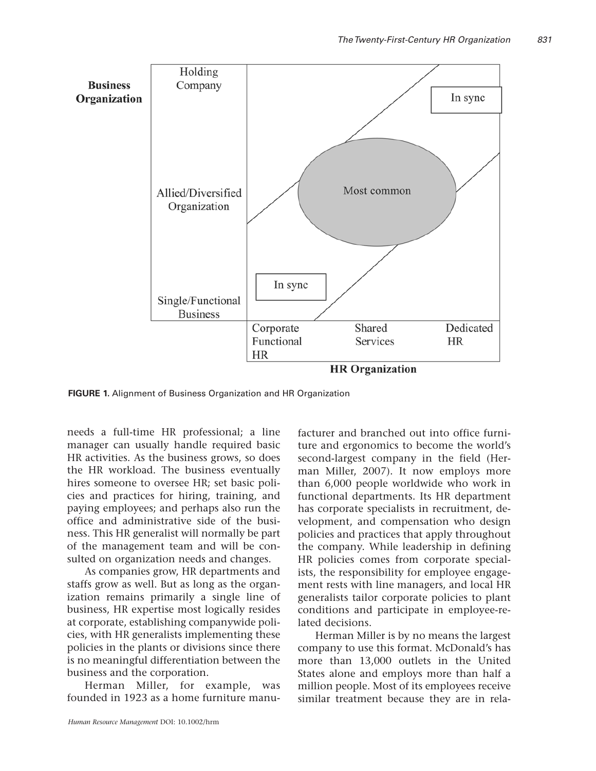FIGURE 1. Alignment of Business Organization and HR Organization

needs a full-time HR professional; a line manager can usually handle required basic HR activities. As the business grows, so does the HR workload. The business eventually hires someone to oversee HR; set basic policies and practices for hiring, training, and paying employees; and perhaps also run the office and administrative side of the business. This HR generalist will normally be part of the management team and will be consulted on organization needs and changes.

As companies grow, HR departments and staffs grow as well. But as long as the organization remains primarily a single line of business, HR expertise most logically resides at corporate, establishing companywide policies, with HR generalists implementing these policies in the plants or divisions since there is no meaningful differentiation between the business and the corporation.

Herman Miller, for example, was founded in 1923 as a home furniture manufacturer and branched out into office furniture and ergonomics to become the world's second-largest company in the field (Herman Miller, 2007). It now employs more than 6,000 people worldwide who work in functional departments. Its HR department has corporate specialists in recruitment, development, and compensation who design policies and practices that apply throughout the company. While leadership in defining HR policies comes from corporate specialists, the responsibility for employee engagement rests with line managers, and local HR generalists tailor corporate policies to plant conditions and participate in employee-related decisions.

Herman Miller is by no means the largest company to use this format. McDonald's has more than 13,000 outlets in the United States alone and employs more than half a million people. Most of its employees receive similar treatment because they are in rela-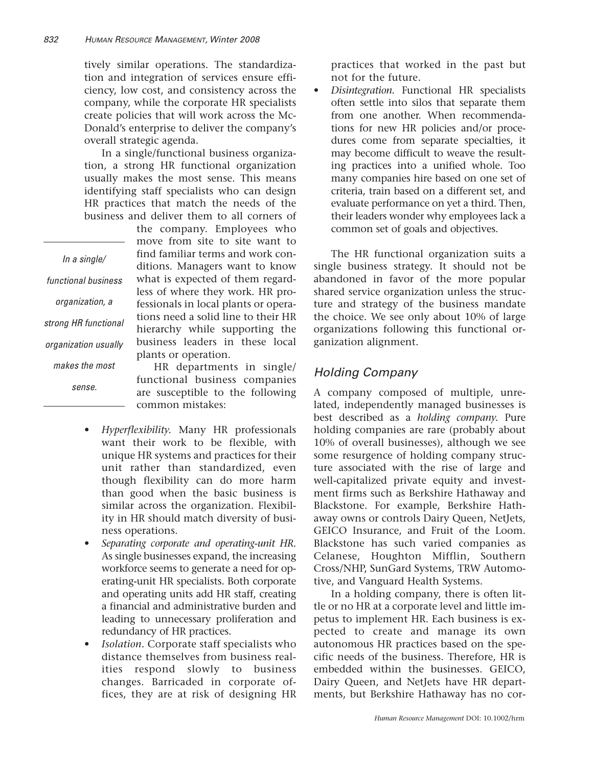tively similar operations. The standardization and integration of services ensure efficiency, low cost, and consistency across the company, while the corporate HR specialists create policies that will work across the McDonald's enterprise to deliver the company's overall strategic agenda.

In a single/functional business organization, a strong HR functional organization usually makes the most sense. This means identifying staff specialists who can design HR practices that match the needs of the business and deliver them to all corners of the company. Employees who move from site to site want to find familiar terms and work conditions. Managers want to know what is expected of them regardless of where they work. HR professionals in local plants or operations need a solid line to their HR hierarchy while supporting the business leaders in these local plants or operation.

*In a single/functional business organization, a strong HR functional organization usually makes the most sense.*

HR departments in single/functional business companies are susceptible to the following common mistakes:

- *Hyperflexibility*. Many HR professionals want their work to be flexible, with unique HR systems and practices for their unit rather than standardized, even though flexibility can do more harm than good when the basic business is similar across the organization. Flexibility in HR should match diversity of business operations.
- *Separating corporate and operating-unit HR*. As single businesses expand, the increasing workforce seems to generate a need for operating-unit HR specialists. Both corporate and operating units add HR staff, creating a financial and administrative burden and leading to unnecessary proliferation and redundancy of HR practices.
- *Isolation*. Corporate staff specialists who distance themselves from business realities respond slowly to business changes. Barricaded in corporate offices, they are at risk of designing HR practices that worked in the past but not for the future.
- *Disintegration*. Functional HR specialists often settle into silos that separate them from one another. When recommendations for new HR policies and/or procedures come from separate specialties, it may become difficult to weave the resulting practices into a unified whole. Too many companies hire based on one set of criteria, train based on a different set, and evaluate performance on yet a third. Then, their leaders wonder why employees lack a common set of goals and objectives.

The HR functional organization suits a single business strategy. It should not be abandoned in favor of the more popular shared service organization unless the structure and strategy of the business mandate the choice. We see only about 10% of large organizations following this functional organization alignment.

## Holding Company

A company composed of multiple, unrelated, independently managed businesses is best described as a *holding company*. Pure holding companies are rare (probably about 10% of overall businesses), although we see some resurgence of holding company structure associated with the rise of large and well-capitalized private equity and investment firms such as Berkshire Hathaway and Blackstone. For example, Berkshire Hathaway owns or controls Dairy Queen, NetJets, GEICO Insurance, and Fruit of the Loom. Blackstone has such varied companies as Celanese, Houghton Mifflin, Southern Cross/NHP, SunGard Systems, TRW Automotive, and Vanguard Health Systems.

In a holding company, there is often little or no HR at a corporate level and little impetus to implement HR. Each business is expected to create and manage its own autonomous HR practices based on the specific needs of the business. Therefore, HR is embedded within the businesses. GEICO, Dairy Queen, and NetJets have HR departments, but Berkshire Hathaway has no cor-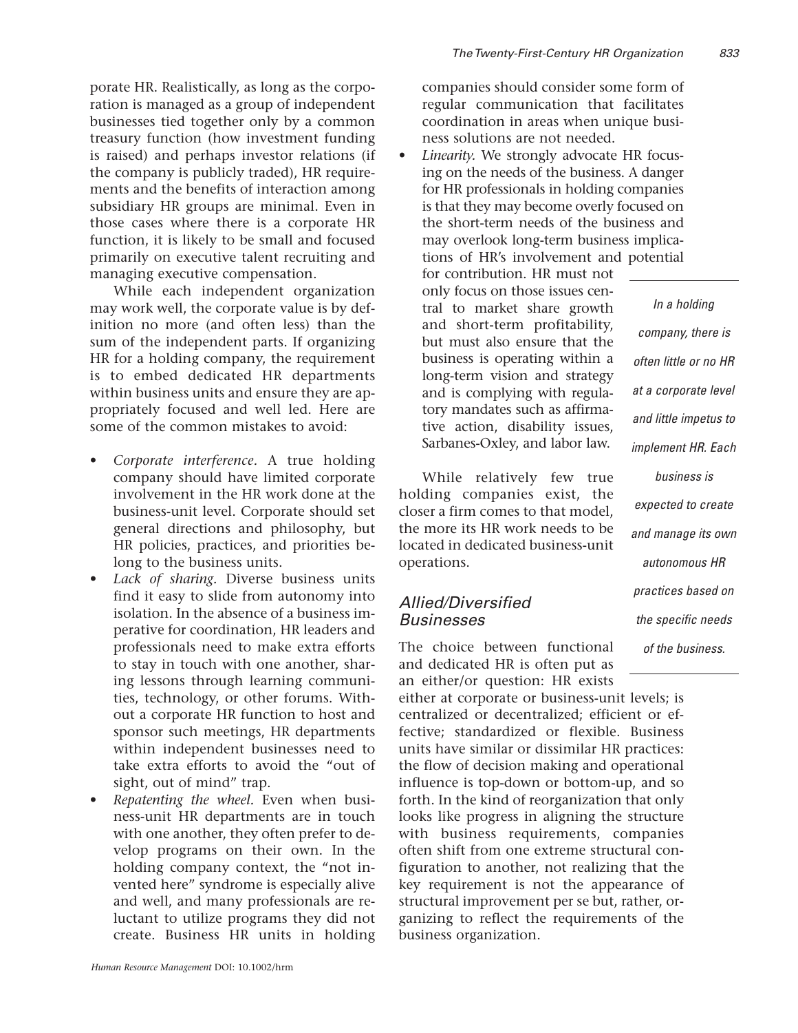porate HR. Realistically, as long as the corporation is managed as a group of independent businesses tied together only by a common treasury function (how investment funding is raised) and perhaps investor relations (if the company is publicly traded), HR requirements and the benefits of interaction among subsidiary HR groups are minimal. Even in those cases where there is a corporate HR function, it is likely to be small and focused primarily on executive talent recruiting and managing executive compensation.

While each independent organization may work well, the corporate value is by definition no more (and often less) than the sum of the independent parts. If organizing HR for a holding company, the requirement is to embed dedicated HR departments within business units and ensure they are appropriately focused and well led. Here are some of the common mistakes to avoid:

- *Corporate interference*. A true holding company should have limited corporate involvement in the HR work done at the business-unit level. Corporate should set general directions and philosophy, but HR policies, practices, and priorities belong to the business units.
- *Lack of sharing*. Diverse business units find it easy to slide from autonomy into isolation. In the absence of a business imperative for coordination, HR leaders and professionals need to make extra efforts to stay in touch with one another, sharing lessons through learning communities, technology, or other forums. Without a corporate HR function to host and sponsor such meetings, HR departments within independent businesses need to take extra efforts to avoid the "out of sight, out of mind" trap.
- *Repatenting the wheel*. Even when business-unit HR departments are in touch with one another, they often prefer to develop programs on their own. In the holding company context, the "not invented here" syndrome is especially alive and well, and many professionals are reluctant to utilize programs they did not create. Business HR units in holding companies should consider some form of regular communication that facilitates coordination in areas when unique business solutions are not needed.
- *Linearity*. We strongly advocate HR focusing on the needs of the business. A danger for HR professionals in holding companies is that they may become overly focused on the short-term needs of the business and may overlook long-term business implications of HR's involvement and potential for contribution. HR must not only focus on those issues central to market share growth and short-term profitability, but must also ensure that the business is operating within a long-term vision and strategy and is complying with regulatory mandates such as affirmative action, disability issues, Sarbanes-Oxley, and labor law.

*In a holding company, there is often little or no HR at a corporate level and little impetus to implement HR. Each business is expected to create and manage its own autonomous HR practices based on the specific needs of the business.*

While relatively few true holding companies exist, the closer a firm comes to that model, the more its HR work needs to be located in dedicated business-unit operations.

## Allied/Diversified Businesses

The choice between functional and dedicated HR is often put as an either/or question: HR exists either at corporate or business-unit levels; is centralized or decentralized; efficient or effective; standardized or flexible. Business units have similar or dissimilar HR practices: the flow of decision making and operational influence is top-down or bottom-up, and so forth. In the kind of reorganization that only looks like progress in aligning the structure with business requirements, companies often shift from one extreme structural configuration to another, not realizing that the key requirement is not the appearance of structural improvement per se but, rather, organizing to reflect the requirements of the business organization.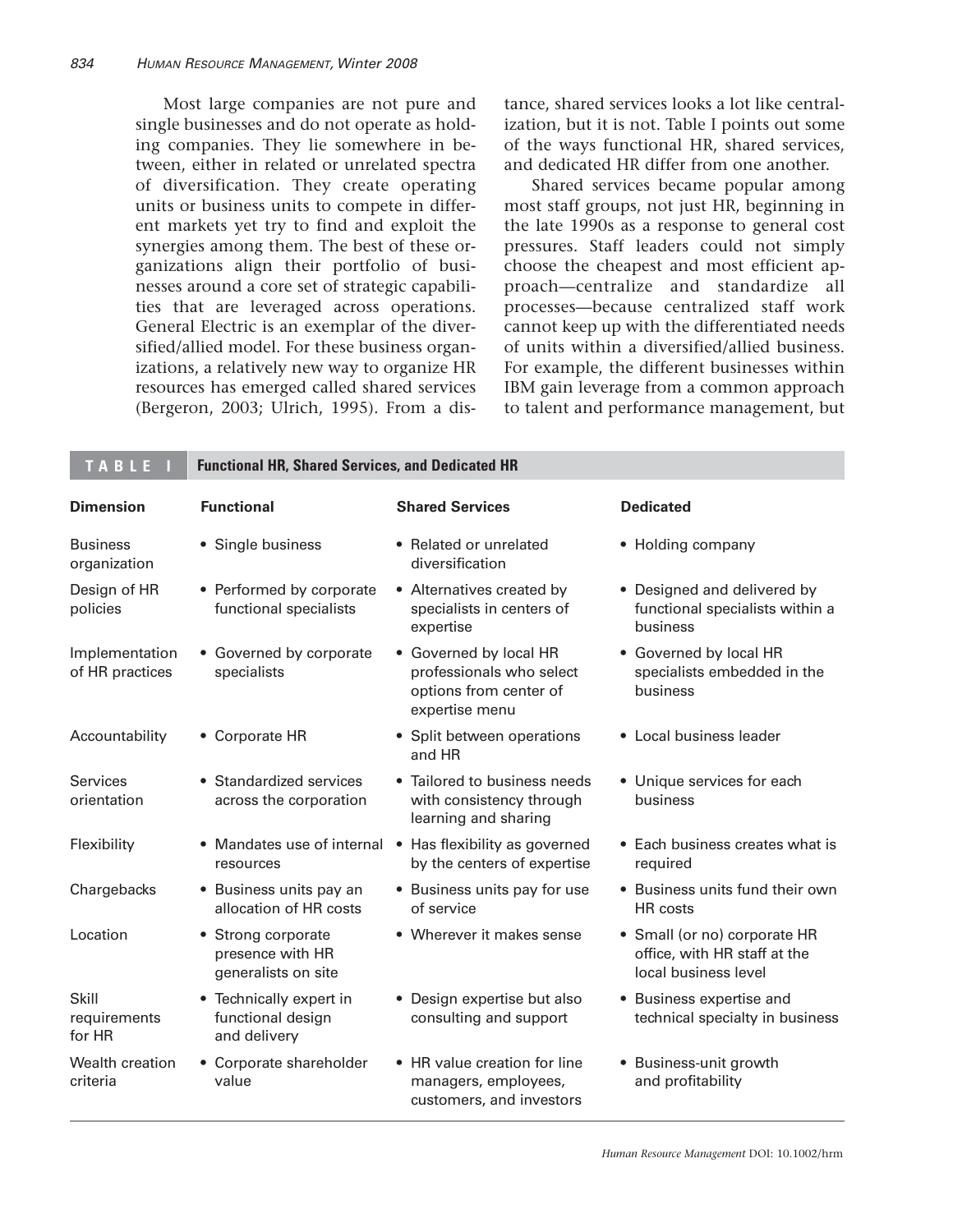Most large companies are not pure and single businesses and do not operate as holding companies. They lie somewhere in between, either in related or unrelated spectra of diversification. They create operating units or business units to compete in different markets yet try to find and exploit the synergies among them. The best of these organizations align their portfolio of businesses around a core set of strategic capabilities that are leveraged across operations. General Electric is an exemplar of the diversified/allied model. For these business organizations, a relatively new way to organize HR resources has emerged called shared services (Bergeron, 2003; Ulrich, 1995). From a distance, shared services looks a lot like centralization, but it is not. Table I points out some of the ways functional HR, shared services, and dedicated HR differ from one another.

Shared services became popular among most staff groups, not just HR, beginning in the late 1990s as a response to general cost pressures. Staff leaders could not simply choose the cheapest and most efficient approach—centralize and standardize all processes—because centralized staff work cannot keep up with the differentiated needs of units within a diversified/allied business. For example, the different businesses within IBM gain leverage from a common approach to talent and performance management, but

**TABLE I Functional HR, Shared Services, and Dedicated HR**

| Dimension | Functional | Shared Services | Dedicated |
|---|---|---|---|
| Business organization | • Single business | • Related or unrelated diversification | • Holding company |
| Design of HR policies | • Performed by corporate functional specialists | • Alternatives created by specialists in centers of expertise | • Designed and delivered by functional specialists within a business |
| Implementation of HR practices | • Governed by corporate specialists | • Governed by local HR professionals who select options from center of expertise menu | • Governed by local HR specialists embedded in the business |
| Accountability | • Corporate HR | • Split between operations and HR | • Local business leader |
| Services orientation | • Standardized services across the corporation | • Tailored to business needs with consistency through learning and sharing | • Unique services for each business |
| Flexibility | • Mandates use of internal resources | • Has flexibility as governed by the centers of expertise | • Each business creates what is required |
| Chargebacks | • Business units pay an allocation of HR costs | • Business units pay for use of service | • Business units fund their own HR costs |
| Location | • Strong corporate presence with HR generalists on site | • Wherever it makes sense | • Small (or no) corporate HR office, with HR staff at the local business level |
| Skill requirements for HR | • Technically expert in functional design and delivery | • Design expertise but also consulting and support | • Business expertise and technical specialty in business |
| Wealth creation criteria | • Corporate shareholder value | • HR value creation for line managers, employees, customers, and investors | • Business-unit growth and profitability |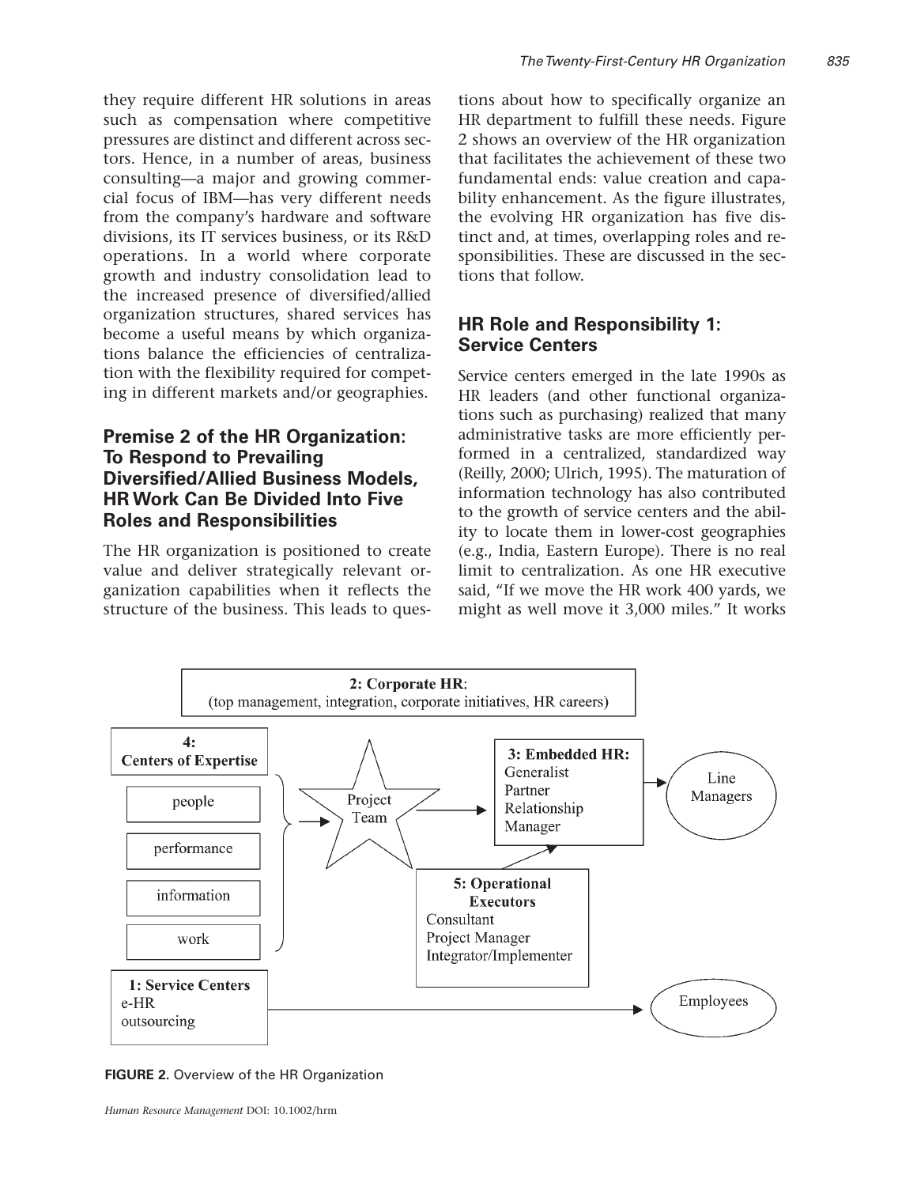they require different HR solutions in areas such as compensation where competitive pressures are distinct and different across sectors. Hence, in a number of areas, business consulting—a major and growing commercial focus of IBM—has very different needs from the company's hardware and software divisions, its IT services business, or its R&D operations. In a world where corporate growth and industry consolidation lead to the increased presence of diversified/allied organization structures, shared services has become a useful means by which organizations balance the efficiencies of centralization with the flexibility required for competing in different markets and/or geographies.

## Premise 2 of the HR Organization: To Respond to Prevailing Diversified/Allied Business Models, HR Work Can Be Divided Into Five Roles and Responsibilities

The HR organization is positioned to create value and deliver strategically relevant organization capabilities when it reflects the structure of the business. This leads to questions about how to specifically organize an HR department to fulfill these needs. Figure 2 shows an overview of the HR organization that facilitates the achievement of these two fundamental ends: value creation and capability enhancement. As the figure illustrates, the evolving HR organization has five distinct and, at times, overlapping roles and responsibilities. These are discussed in the sections that follow.

## HR Role and Responsibility 1: Service Centers

Service centers emerged in the late 1990s as HR leaders (and other functional organizations such as purchasing) realized that many administrative tasks are more efficiently performed in a centralized, standardized way (Reilly, 2000; Ulrich, 1995). The maturation of information technology has also contributed to the growth of service centers and the ability to locate them in lower-cost geographies (e.g., India, Eastern Europe). There is no real limit to centralization. As one HR executive said, "If we move the HR work 400 yards, we might as well move it 3,000 miles." It works

**2: Corporate HR**: (top management, integration, corporate initiatives, HR careers)

**4: Centers of Expertise**
- people
- performance
- information
- work

Project Team

**3: Embedded HR:** Generalist, Partner, Relationship Manager → Line Managers

**5: Operational Executors**: Consultant, Project Manager, Integrator/Implementer

**1: Service Centers**: e-HR, outsourcing → Employees

**FIGURE 2.** Overview of the HR Organization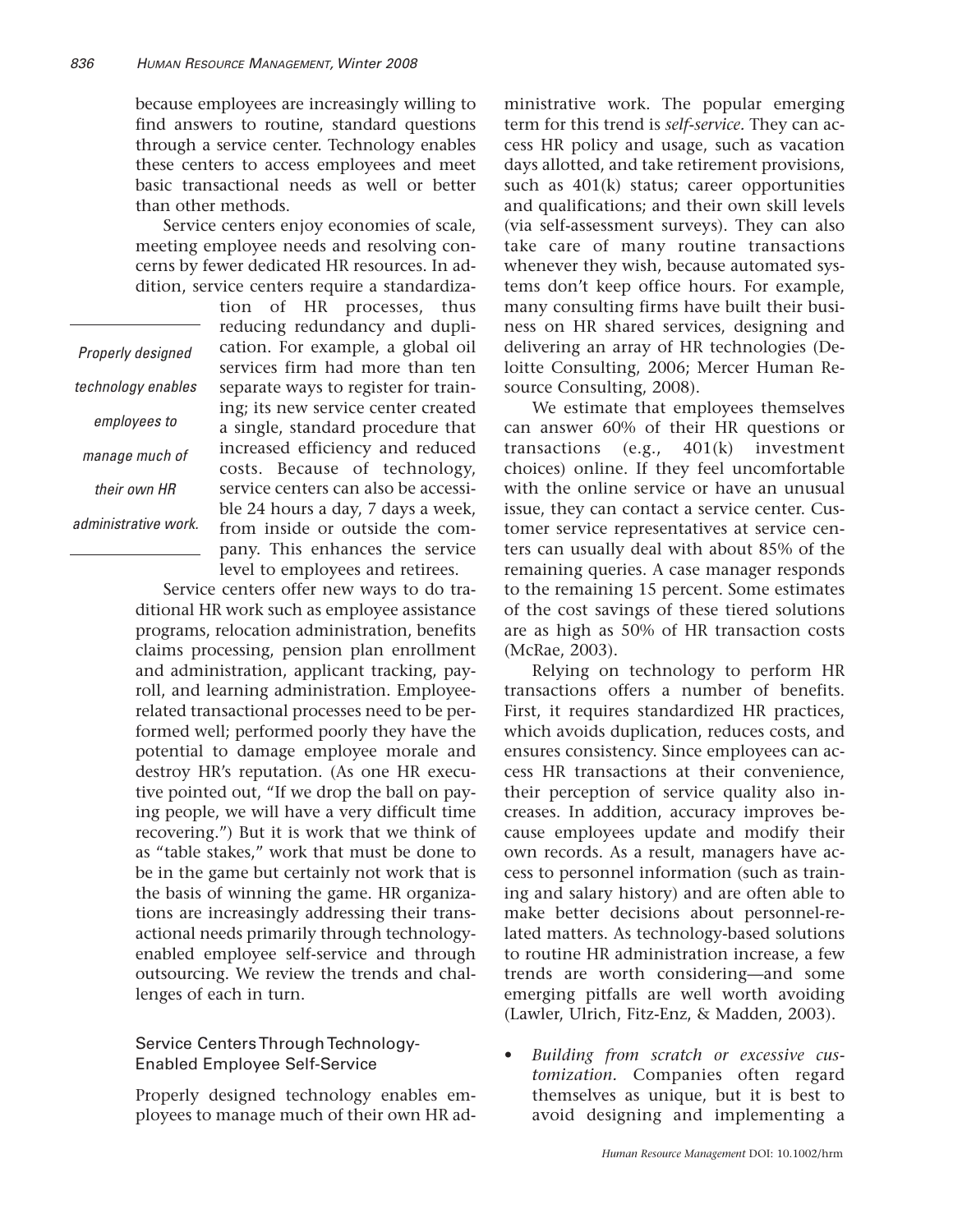because employees are increasingly willing to find answers to routine, standard questions through a service center. Technology enables these centers to access employees and meet basic transactional needs as well or better than other methods.

Service centers enjoy economies of scale, meeting employee needs and resolving concerns by fewer dedicated HR resources. In addition, service centers require a standardization of HR processes, thus reducing redundancy and duplication. For example, a global oil services firm had more than ten separate ways to register for training; its new service center created a single, standard procedure that increased efficiency and reduced costs. Because of technology, service centers can also be accessible 24 hours a day, 7 days a week, from inside or outside the company. This enhances the service level to employees and retirees.

*Properly designed technology enables employees to manage much of their own HR administrative work.*

Service centers offer new ways to do traditional HR work such as employee assistance programs, relocation administration, benefits claims processing, pension plan enrollment and administration, applicant tracking, payroll, and learning administration. Employee-related transactional processes need to be performed well; performed poorly they have the potential to damage employee morale and destroy HR's reputation. (As one HR executive pointed out, "If we drop the ball on paying people, we will have a very difficult time recovering.") But it is work that we think of as "table stakes," work that must be done to be in the game but certainly not work that is the basis of winning the game. HR organizations are increasingly addressing their transactional needs primarily through technology-enabled employee self-service and through outsourcing. We review the trends and challenges of each in turn.

## Service Centers Through Technology-Enabled Employee Self-Service

Properly designed technology enables employees to manage much of their own HR administrative work. The popular emerging term for this trend is *self-service*. They can access HR policy and usage, such as vacation days allotted, and take retirement provisions, such as 401(k) status; career opportunities and qualifications; and their own skill levels (via self-assessment surveys). They can also take care of many routine transactions whenever they wish, because automated systems don't keep office hours. For example, many consulting firms have built their business on HR shared services, designing and delivering an array of HR technologies (Deloitte Consulting, 2006; Mercer Human Resource Consulting, 2008).

We estimate that employees themselves can answer 60% of their HR questions or transactions (e.g., 401(k) investment choices) online. If they feel uncomfortable with the online service or have an unusual issue, they can contact a service center. Customer service representatives at service centers can usually deal with about 85% of the remaining queries. A case manager responds to the remaining 15 percent. Some estimates of the cost savings of these tiered solutions are as high as 50% of HR transaction costs (McRae, 2003).

Relying on technology to perform HR transactions offers a number of benefits. First, it requires standardized HR practices, which avoids duplication, reduces costs, and ensures consistency. Since employees can access HR transactions at their convenience, their perception of service quality also increases. In addition, accuracy improves because employees update and modify their own records. As a result, managers have access to personnel information (such as training and salary history) and are often able to make better decisions about personnel-related matters. As technology-based solutions to routine HR administration increase, a few trends are worth considering—and some emerging pitfalls are well worth avoiding (Lawler, Ulrich, Fitz-Enz, & Madden, 2003).

- *Building from scratch or excessive customization.* Companies often regard themselves as unique, but it is best to avoid designing and implementing a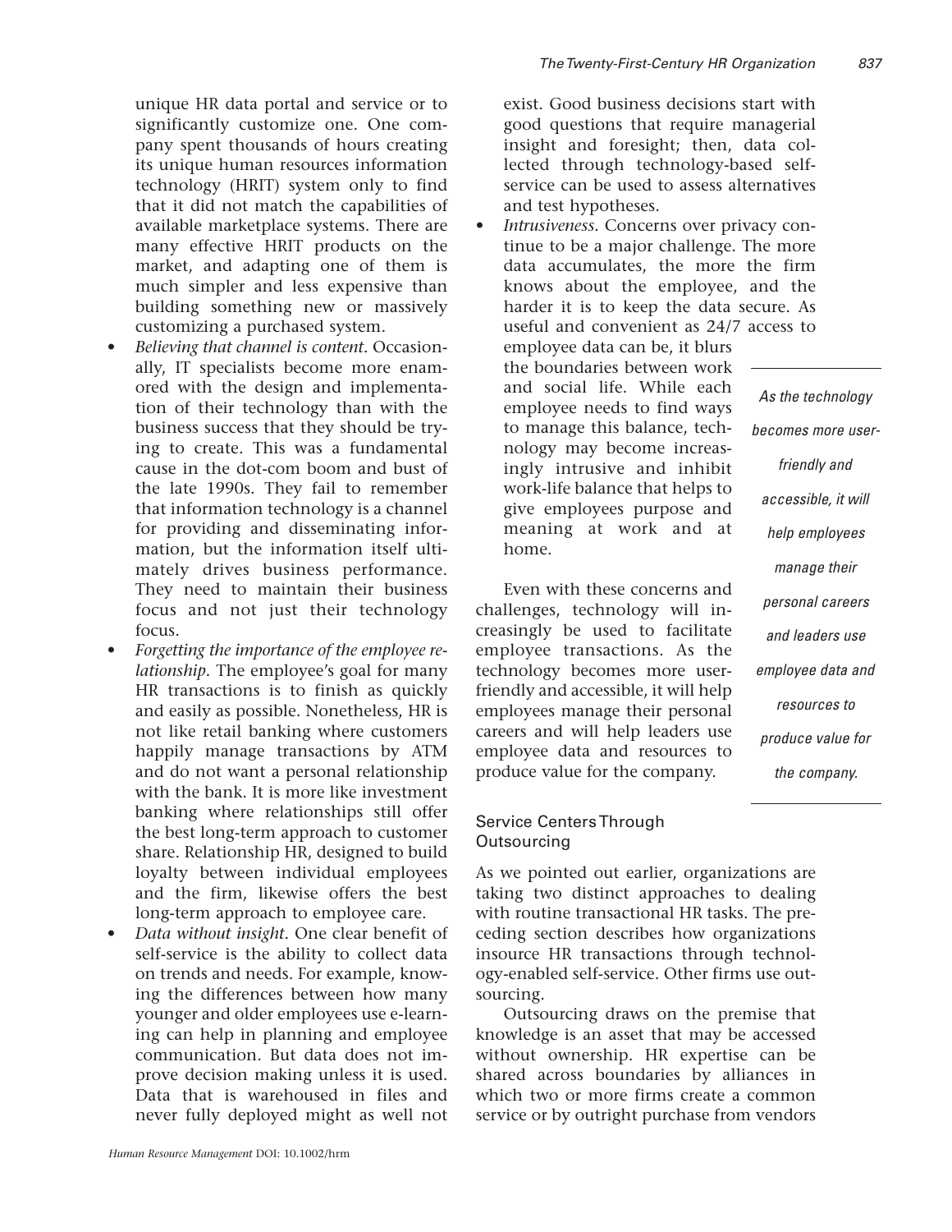unique HR data portal and service or to significantly customize one. One company spent thousands of hours creating its unique human resources information technology (HRIT) system only to find that it did not match the capabilities of available marketplace systems. There are many effective HRIT products on the market, and adapting one of them is much simpler and less expensive than building something new or massively customizing a purchased system.

- *Believing that channel is content.* Occasionally, IT specialists become more enamored with the design and implementation of their technology than with the business success that they should be trying to create. This was a fundamental cause in the dot-com boom and bust of the late 1990s. They fail to remember that information technology is a channel for providing and disseminating information, but the information itself ultimately drives business performance. They need to maintain their business focus and not just their technology focus.
- *Forgetting the importance of the employee relationship.* The employee's goal for many HR transactions is to finish as quickly and easily as possible. Nonetheless, HR is not like retail banking where customers happily manage transactions by ATM and do not want a personal relationship with the bank. It is more like investment banking where relationships still offer the best long-term approach to customer share. Relationship HR, designed to build loyalty between individual employees and the firm, likewise offers the best long-term approach to employee care.
- *Data without insight.* One clear benefit of self-service is the ability to collect data on trends and needs. For example, knowing the differences between how many younger and older employees use e-learning can help in planning and employee communication. But data does not improve decision making unless it is used. Data that is warehoused in files and never fully deployed might as well not exist. Good business decisions start with good questions that require managerial insight and foresight; then, data collected through technology-based self-service can be used to assess alternatives and test hypotheses.
- *Intrusiveness.* Concerns over privacy continue to be a major challenge. The more data accumulates, the more the firm knows about the employee, and the harder it is to keep the data secure. As useful and convenient as 24/7 access to employee data can be, it blurs the boundaries between work and social life. While each employee needs to find ways to manage this balance, technology may become increasingly intrusive and inhibit work-life balance that helps to give employees purpose and meaning at work and at home.

Even with these concerns and challenges, technology will increasingly be used to facilitate employee transactions. As the technology becomes more user-friendly and accessible, it will help employees manage their personal careers and will help leaders use employee data and resources to produce value for the company.

*As the technology becomes more user-friendly and accessible, it will help employees manage their personal careers and leaders use employee data and resources to produce value for the company.*

### Service Centers Through Outsourcing

As we pointed out earlier, organizations are taking two distinct approaches to dealing with routine transactional HR tasks. The preceding section describes how organizations insource HR transactions through technology-enabled self-service. Other firms use outsourcing.

Outsourcing draws on the premise that knowledge is an asset that may be accessed without ownership. HR expertise can be shared across boundaries by alliances in which two or more firms create a common service or by outright purchase from vendors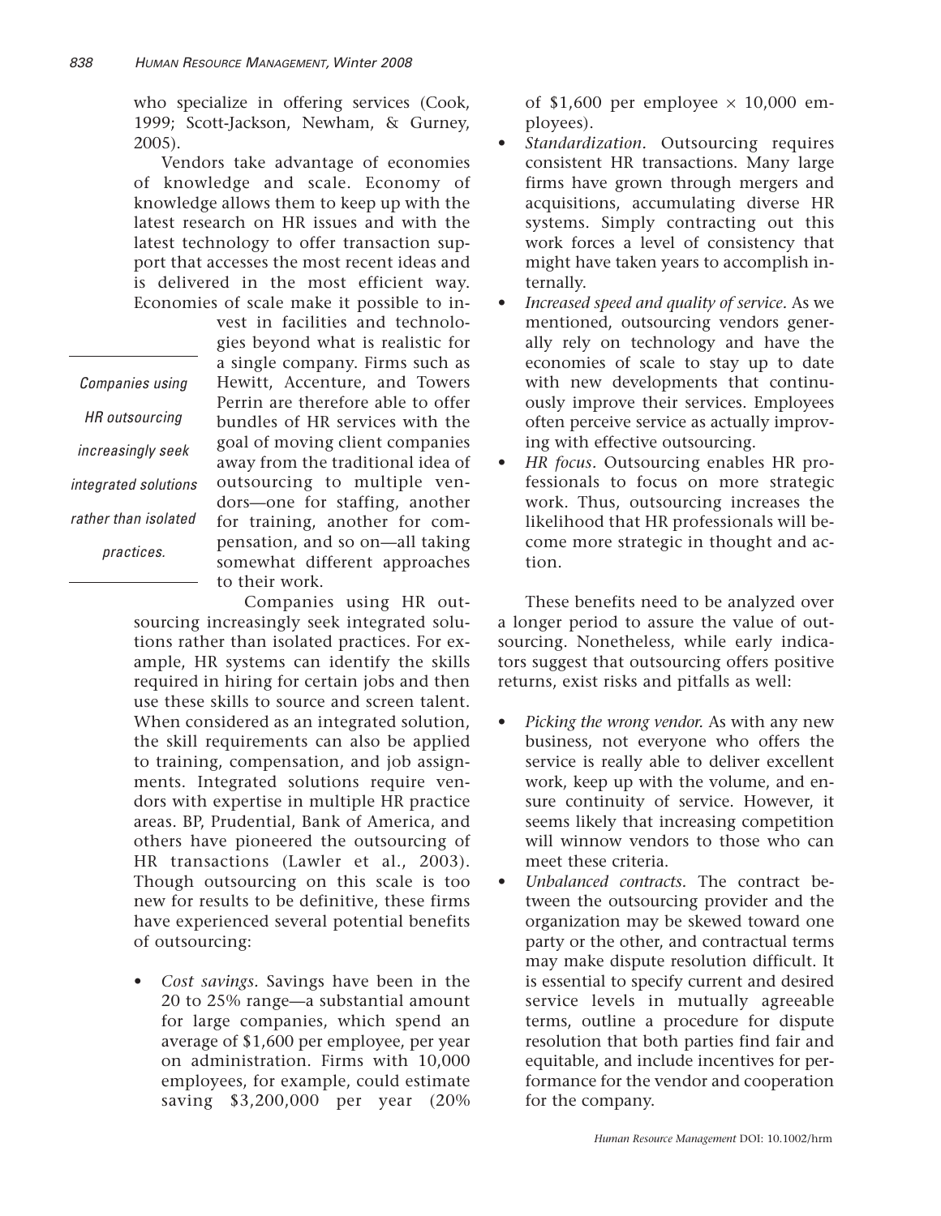who specialize in offering services (Cook, 1999; Scott-Jackson, Newham, & Gurney, 2005).

Vendors take advantage of economies of knowledge and scale. Economy of knowledge allows them to keep up with the latest research on HR issues and with the latest technology to offer transaction support that accesses the most recent ideas and is delivered in the most efficient way. Economies of scale make it possible to invest in facilities and technologies beyond what is realistic for a single company. Firms such as Hewitt, Accenture, and Towers Perrin are therefore able to offer bundles of HR services with the goal of moving client companies away from the traditional idea of outsourcing to multiple vendors—one for staffing, another for training, another for compensation, and so on—all taking somewhat different approaches to their work.

*Companies using HR outsourcing increasingly seek integrated solutions rather than isolated practices.*

Companies using HR outsourcing increasingly seek integrated solutions rather than isolated practices. For example, HR systems can identify the skills required in hiring for certain jobs and then use these skills to source and screen talent. When considered as an integrated solution, the skill requirements can also be applied to training, compensation, and job assignments. Integrated solutions require vendors with expertise in multiple HR practice areas. BP, Prudential, Bank of America, and others have pioneered the outsourcing of HR transactions (Lawler et al., 2003). Though outsourcing on this scale is too new for results to be definitive, these firms have experienced several potential benefits of outsourcing:

- *Cost savings*. Savings have been in the 20 to 25% range—a substantial amount for large companies, which spend an average of $1,600 per employee, per year on administration. Firms with 10,000 employees, for example, could estimate saving $3,200,000 per year (20% of $1,600 per employee × 10,000 employees).
- *Standardization*. Outsourcing requires consistent HR transactions. Many large firms have grown through mergers and acquisitions, accumulating diverse HR systems. Simply contracting out this work forces a level of consistency that might have taken years to accomplish internally.
- *Increased speed and quality of service*. As we mentioned, outsourcing vendors generally rely on technology and have the economies of scale to stay up to date with new developments that continuously improve their services. Employees often perceive service as actually improving with effective outsourcing.
- *HR focus*. Outsourcing enables HR professionals to focus on more strategic work. Thus, outsourcing increases the likelihood that HR professionals will become more strategic in thought and action.

These benefits need to be analyzed over a longer period to assure the value of outsourcing. Nonetheless, while early indicators suggest that outsourcing offers positive returns, exist risks and pitfalls as well:

- *Picking the wrong vendor.* As with any new business, not everyone who offers the service is really able to deliver excellent work, keep up with the volume, and ensure continuity of service. However, it seems likely that increasing competition will winnow vendors to those who can meet these criteria.
- *Unbalanced contracts*. The contract between the outsourcing provider and the organization may be skewed toward one party or the other, and contractual terms may make dispute resolution difficult. It is essential to specify current and desired service levels in mutually agreeable terms, outline a procedure for dispute resolution that both parties find fair and equitable, and include incentives for performance for the vendor and cooperation for the company.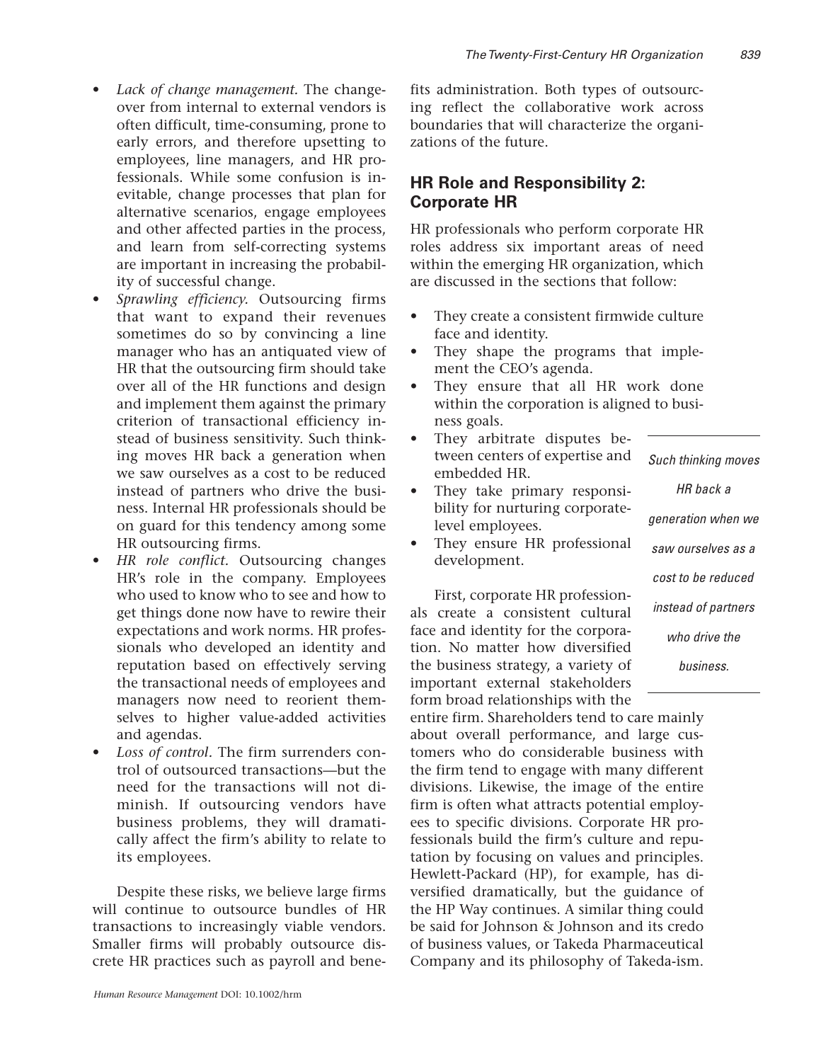- *Lack of change management.* The changeover from internal to external vendors is often difficult, time-consuming, prone to early errors, and therefore upsetting to employees, line managers, and HR professionals. While some confusion is inevitable, change processes that plan for alternative scenarios, engage employees and other affected parties in the process, and learn from self-correcting systems are important in increasing the probability of successful change.
- *Sprawling efficiency.* Outsourcing firms that want to expand their revenues sometimes do so by convincing a line manager who has an antiquated view of HR that the outsourcing firm should take over all of the HR functions and design and implement them against the primary criterion of transactional efficiency instead of business sensitivity. Such thinking moves HR back a generation when we saw ourselves as a cost to be reduced instead of partners who drive the business. Internal HR professionals should be on guard for this tendency among some HR outsourcing firms.
- *HR role conflict.* Outsourcing changes HR's role in the company. Employees who used to know who to see and how to get things done now have to rewire their expectations and work norms. HR professionals who developed an identity and reputation based on effectively serving the transactional needs of employees and managers now need to reorient themselves to higher value-added activities and agendas.
- *Loss of control*. The firm surrenders control of outsourced transactions—but the need for the transactions will not diminish. If outsourcing vendors have business problems, they will dramatically affect the firm's ability to relate to its employees.

Despite these risks, we believe large firms will continue to outsource bundles of HR transactions to increasingly viable vendors. Smaller firms will probably outsource discrete HR practices such as payroll and benefits administration. Both types of outsourcing reflect the collaborative work across boundaries that will characterize the organizations of the future.

## HR Role and Responsibility 2: Corporate HR

HR professionals who perform corporate HR roles address six important areas of need within the emerging HR organization, which are discussed in the sections that follow:

- They create a consistent firmwide culture face and identity.
- They shape the programs that implement the CEO's agenda.
- They ensure that all HR work done within the corporation is aligned to business goals.
- They arbitrate disputes between centers of expertise and embedded HR.
- They take primary responsibility for nurturing corporate-level employees.
- They ensure HR professional development.

*Such thinking moves HR back a generation when we saw ourselves as a cost to be reduced instead of partners who drive the business.*

First, corporate HR professionals create a consistent cultural face and identity for the corporation. No matter how diversified the business strategy, a variety of important external stakeholders form broad relationships with the entire firm. Shareholders tend to care mainly about overall performance, and large customers who do considerable business with the firm tend to engage with many different divisions. Likewise, the image of the entire firm is often what attracts potential employees to specific divisions. Corporate HR professionals build the firm's culture and reputation by focusing on values and principles. Hewlett-Packard (HP), for example, has diversified dramatically, but the guidance of the HP Way continues. A similar thing could be said for Johnson & Johnson and its credo of business values, or Takeda Pharmaceutical Company and its philosophy of Takeda-ism.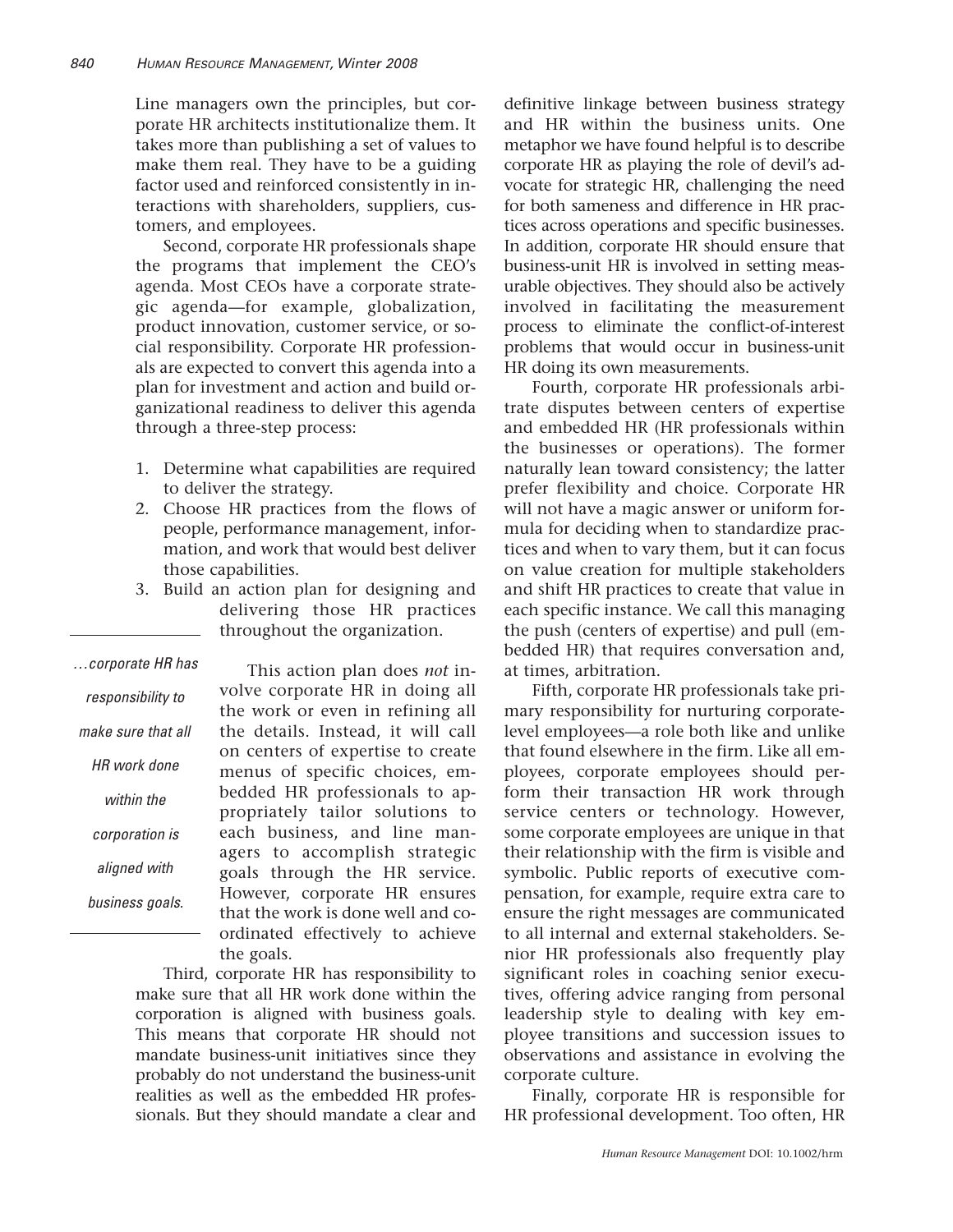Line managers own the principles, but corporate HR architects institutionalize them. It takes more than publishing a set of values to make them real. They have to be a guiding factor used and reinforced consistently in interactions with shareholders, suppliers, customers, and employees.

Second, corporate HR professionals shape the programs that implement the CEO's agenda. Most CEOs have a corporate strategic agenda—for example, globalization, product innovation, customer service, or social responsibility. Corporate HR professionals are expected to convert this agenda into a plan for investment and action and build organizational readiness to deliver this agenda through a three-step process:

1. Determine what capabilities are required to deliver the strategy.
2. Choose HR practices from the flows of people, performance management, information, and work that would best deliver those capabilities.
3. Build an action plan for designing and delivering those HR practices throughout the organization.

*…corporate HR has responsibility to make sure that all HR work done within the corporation is aligned with business goals.*

This action plan does *not* involve corporate HR in doing all the work or even in refining all the details. Instead, it will call on centers of expertise to create menus of specific choices, embedded HR professionals to appropriately tailor solutions to each business, and line managers to accomplish strategic goals through the HR service. However, corporate HR ensures that the work is done well and coordinated effectively to achieve the goals.

Third, corporate HR has responsibility to make sure that all HR work done within the corporation is aligned with business goals. This means that corporate HR should not mandate business-unit initiatives since they probably do not understand the business-unit realities as well as the embedded HR professionals. But they should mandate a clear and definitive linkage between business strategy and HR within the business units. One metaphor we have found helpful is to describe corporate HR as playing the role of devil's advocate for strategic HR, challenging the need for both sameness and difference in HR practices across operations and specific businesses. In addition, corporate HR should ensure that business-unit HR is involved in setting measurable objectives. They should also be actively involved in facilitating the measurement process to eliminate the conflict-of-interest problems that would occur in business-unit HR doing its own measurements.

Fourth, corporate HR professionals arbitrate disputes between centers of expertise and embedded HR (HR professionals within the businesses or operations). The former naturally lean toward consistency; the latter prefer flexibility and choice. Corporate HR will not have a magic answer or uniform formula for deciding when to standardize practices and when to vary them, but it can focus on value creation for multiple stakeholders and shift HR practices to create that value in each specific instance. We call this managing the push (centers of expertise) and pull (embedded HR) that requires conversation and, at times, arbitration.

Fifth, corporate HR professionals take primary responsibility for nurturing corporate-level employees—a role both like and unlike that found elsewhere in the firm. Like all employees, corporate employees should perform their transaction HR work through service centers or technology. However, some corporate employees are unique in that their relationship with the firm is visible and symbolic. Public reports of executive compensation, for example, require extra care to ensure the right messages are communicated to all internal and external stakeholders. Senior HR professionals also frequently play significant roles in coaching senior executives, offering advice ranging from personal leadership style to dealing with key employee transitions and succession issues to observations and assistance in evolving the corporate culture.

Finally, corporate HR is responsible for HR professional development. Too often, HR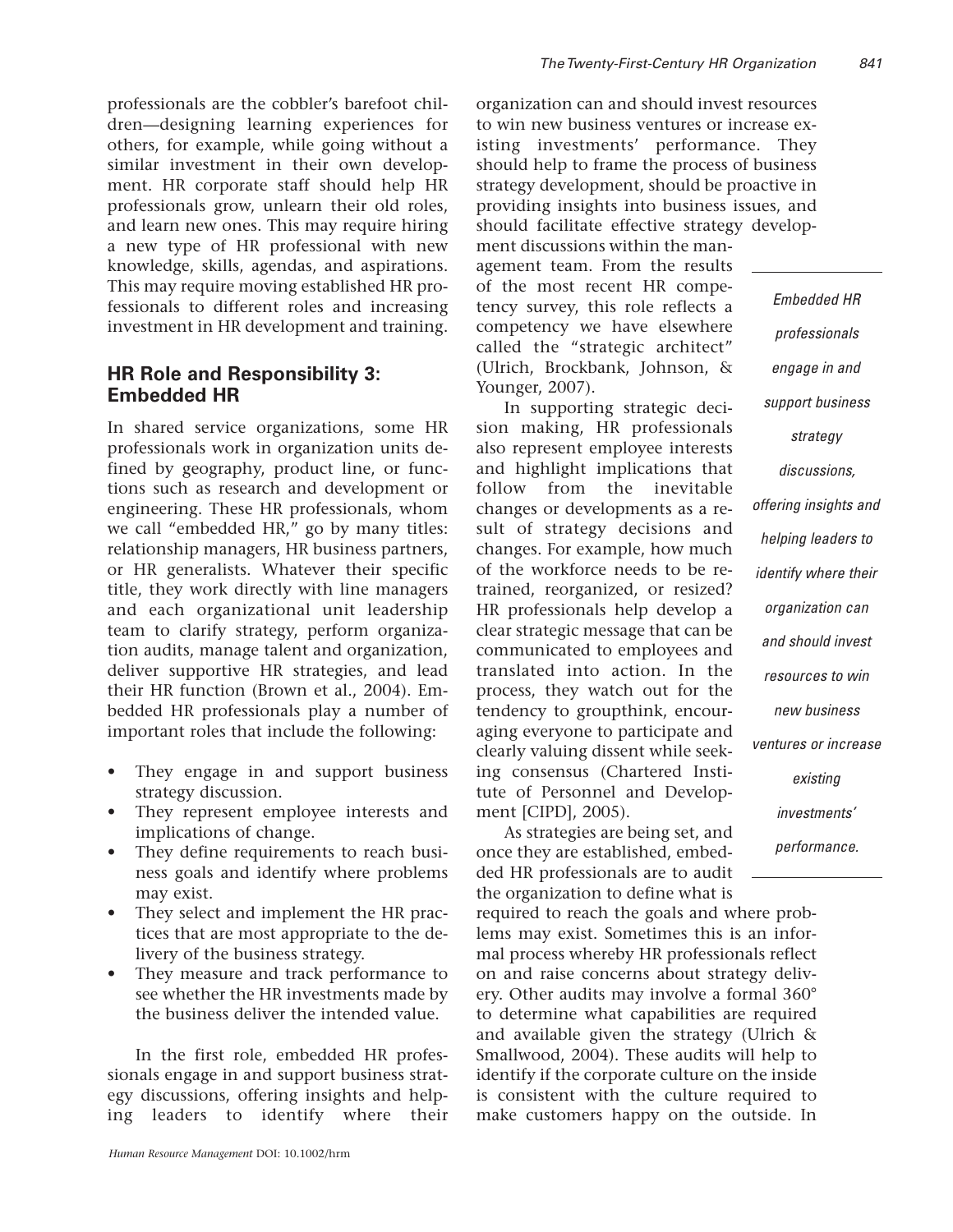professionals are the cobbler's barefoot children—designing learning experiences for others, for example, while going without a similar investment in their own development. HR corporate staff should help HR professionals grow, unlearn their old roles, and learn new ones. This may require hiring a new type of HR professional with new knowledge, skills, agendas, and aspirations. This may require moving established HR professionals to different roles and increasing investment in HR development and training.

## HR Role and Responsibility 3: Embedded HR

In shared service organizations, some HR professionals work in organization units defined by geography, product line, or functions such as research and development or engineering. These HR professionals, whom we call "embedded HR," go by many titles: relationship managers, HR business partners, or HR generalists. Whatever their specific title, they work directly with line managers and each organizational unit leadership team to clarify strategy, perform organization audits, manage talent and organization, deliver supportive HR strategies, and lead their HR function (Brown et al., 2004). Embedded HR professionals play a number of important roles that include the following:

- They engage in and support business strategy discussion.
- They represent employee interests and implications of change.
- They define requirements to reach business goals and identify where problems may exist.
- They select and implement the HR practices that are most appropriate to the delivery of the business strategy.
- They measure and track performance to see whether the HR investments made by the business deliver the intended value.

In the first role, embedded HR professionals engage in and support business strategy discussions, offering insights and helping leaders to identify where their organization can and should invest resources to win new business ventures or increase existing investments' performance. They should help to frame the process of business strategy development, should be proactive in providing insights into business issues, and should facilitate effective strategy development discussions within the management team. From the results of the most recent HR competency survey, this role reflects a competency we have elsewhere called the "strategic architect" (Ulrich, Brockbank, Johnson, & Younger, 2007).

*Embedded HR professionals engage in and support business strategy discussions, offering insights and helping leaders to identify where their organization can and should invest resources to win new business ventures or increase existing investments' performance.*

In supporting strategic decision making, HR professionals also represent employee interests and highlight implications that follow from the inevitable changes or developments as a result of strategy decisions and changes. For example, how much of the workforce needs to be retrained, reorganized, or resized? HR professionals help develop a clear strategic message that can be communicated to employees and translated into action. In the process, they watch out for the tendency to groupthink, encouraging everyone to participate and clearly valuing dissent while seeking consensus (Chartered Institute of Personnel and Development [CIPD], 2005).

As strategies are being set, and once they are established, embedded HR professionals are to audit the organization to define what is required to reach the goals and where problems may exist. Sometimes this is an informal process whereby HR professionals reflect on and raise concerns about strategy delivery. Other audits may involve a formal 360° to determine what capabilities are required and available given the strategy (Ulrich & Smallwood, 2004). These audits will help to identify if the corporate culture on the inside is consistent with the culture required to make customers happy on the outside. In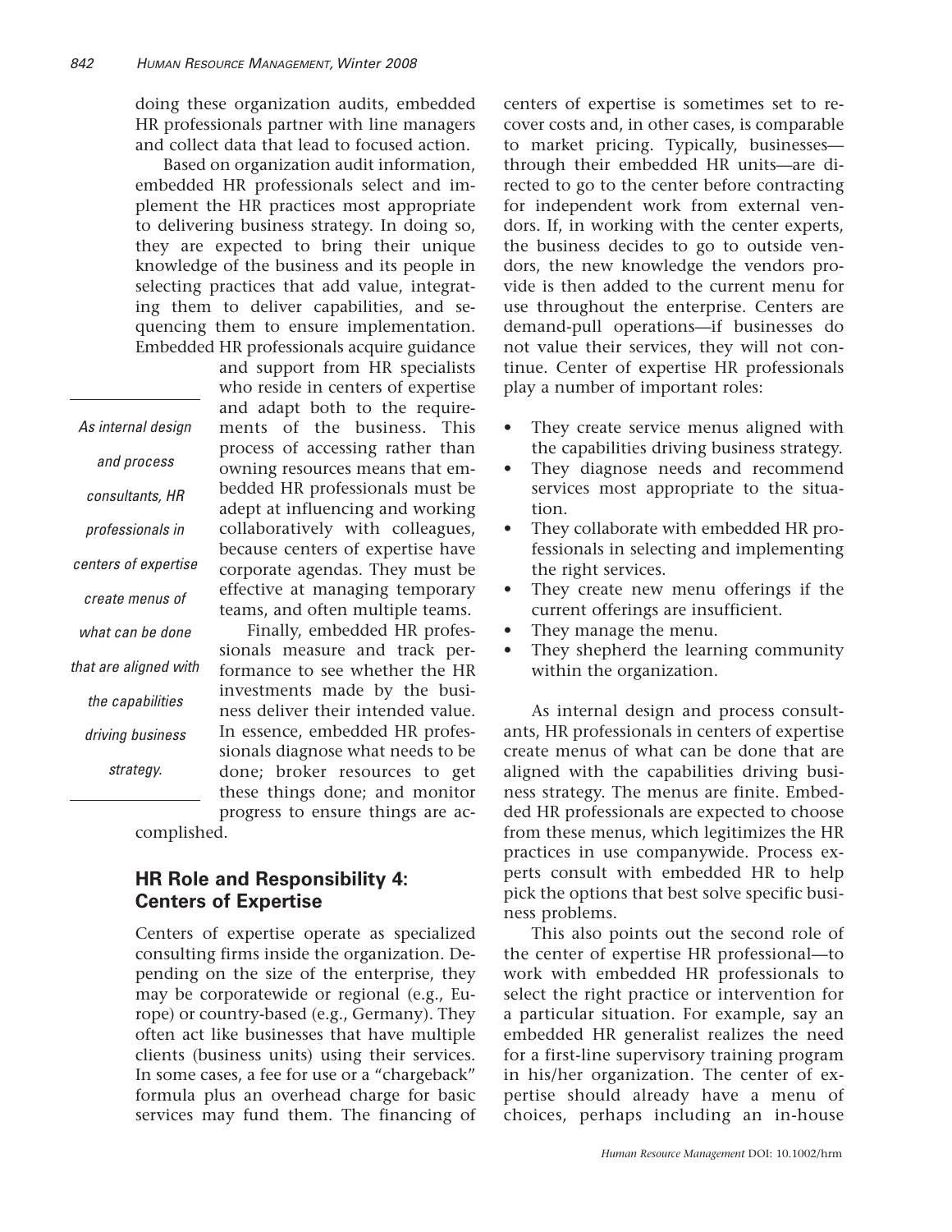doing these organization audits, embedded HR professionals partner with line managers and collect data that lead to focused action.

Based on organization audit information, embedded HR professionals select and implement the HR practices most appropriate to delivering business strategy. In doing so, they are expected to bring their unique knowledge of the business and its people in selecting practices that add value, integrating them to deliver capabilities, and sequencing them to ensure implementation. Embedded HR professionals acquire guidance and support from HR specialists who reside in centers of expertise and adapt both to the requirements of the business. This process of accessing rather than owning resources means that embedded HR professionals must be adept at influencing and working collaboratively with colleagues, because centers of expertise have corporate agendas. They must be effective at managing temporary teams, and often multiple teams.

*As internal design and process consultants, HR professionals in centers of expertise create menus of what can be done that are aligned with the capabilities driving business strategy.*

Finally, embedded HR professionals measure and track performance to see whether the HR investments made by the business deliver their intended value. In essence, embedded HR professionals diagnose what needs to be done; broker resources to get these things done; and monitor progress to ensure things are accomplished.

## HR Role and Responsibility 4: Centers of Expertise

Centers of expertise operate as specialized consulting firms inside the organization. Depending on the size of the enterprise, they may be corporatewide or regional (e.g., Europe) or country-based (e.g., Germany). They often act like businesses that have multiple clients (business units) using their services. In some cases, a fee for use or a "chargeback" formula plus an overhead charge for basic services may fund them. The financing of centers of expertise is sometimes set to recover costs and, in other cases, is comparable to market pricing. Typically, businesses—through their embedded HR units—are directed to go to the center before contracting for independent work from external vendors. If, in working with the center experts, the business decides to go to outside vendors, the new knowledge the vendors provide is then added to the current menu for use throughout the enterprise. Centers are demand-pull operations—if businesses do not value their services, they will not continue. Center of expertise HR professionals play a number of important roles:

- They create service menus aligned with the capabilities driving business strategy.
- They diagnose needs and recommend services most appropriate to the situation.
- They collaborate with embedded HR professionals in selecting and implementing the right services.
- They create new menu offerings if the current offerings are insufficient.
- They manage the menu.
- They shepherd the learning community within the organization.

As internal design and process consultants, HR professionals in centers of expertise create menus of what can be done that are aligned with the capabilities driving business strategy. The menus are finite. Embedded HR professionals are expected to choose from these menus, which legitimizes the HR practices in use companywide. Process experts consult with embedded HR to help pick the options that best solve specific business problems.

This also points out the second role of the center of expertise HR professional—to work with embedded HR professionals to select the right practice or intervention for a particular situation. For example, say an embedded HR generalist realizes the need for a first-line supervisory training program in his/her organization. The center of expertise should already have a menu of choices, perhaps including an in-house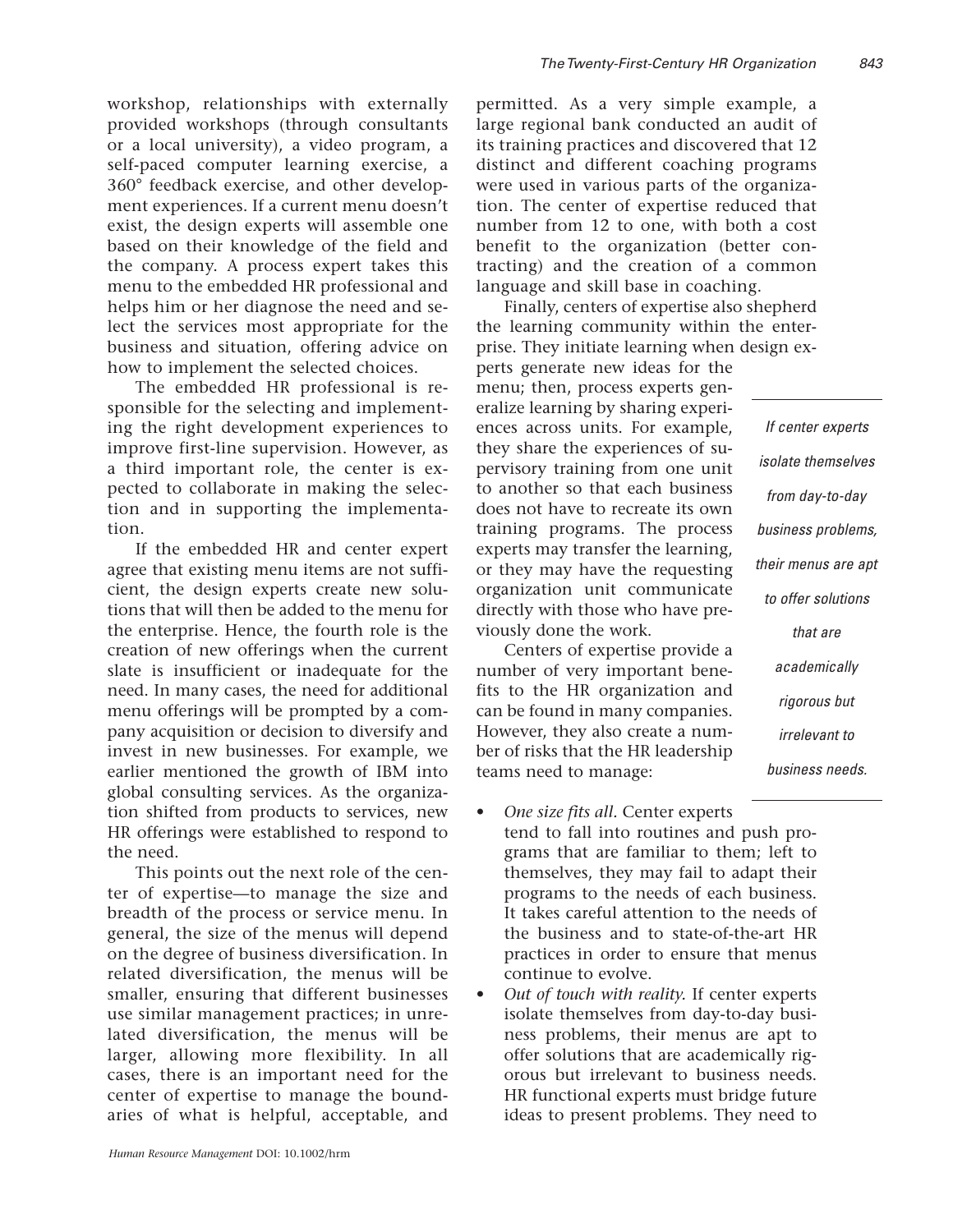workshop, relationships with externally provided workshops (through consultants or a local university), a video program, a self-paced computer learning exercise, a 360° feedback exercise, and other development experiences. If a current menu doesn't exist, the design experts will assemble one based on their knowledge of the field and the company. A process expert takes this menu to the embedded HR professional and helps him or her diagnose the need and select the services most appropriate for the business and situation, offering advice on how to implement the selected choices.

The embedded HR professional is responsible for the selecting and implementing the right development experiences to improve first-line supervision. However, as a third important role, the center is expected to collaborate in making the selection and in supporting the implementation.

If the embedded HR and center expert agree that existing menu items are not sufficient, the design experts create new solutions that will then be added to the menu for the enterprise. Hence, the fourth role is the creation of new offerings when the current slate is insufficient or inadequate for the need. In many cases, the need for additional menu offerings will be prompted by a company acquisition or decision to diversify and invest in new businesses. For example, we earlier mentioned the growth of IBM into global consulting services. As the organization shifted from products to services, new HR offerings were established to respond to the need.

This points out the next role of the center of expertise—to manage the size and breadth of the process or service menu. In general, the size of the menus will depend on the degree of business diversification. In related diversification, the menus will be smaller, ensuring that different businesses use similar management practices; in unrelated diversification, the menus will be larger, allowing more flexibility. In all cases, there is an important need for the center of expertise to manage the boundaries of what is helpful, acceptable, and permitted. As a very simple example, a large regional bank conducted an audit of its training practices and discovered that 12 distinct and different coaching programs were used in various parts of the organization. The center of expertise reduced that number from 12 to one, with both a cost benefit to the organization (better contracting) and the creation of a common language and skill base in coaching.

Finally, centers of expertise also shepherd the learning community within the enterprise. They initiate learning when design experts generate new ideas for the menu; then, process experts generalize learning by sharing experiences across units. For example, they share the experiences of supervisory training from one unit to another so that each business does not have to recreate its own training programs. The process experts may transfer the learning, or they may have the requesting organization unit communicate directly with those who have previously done the work.

Centers of expertise provide a number of very important benefits to the HR organization and can be found in many companies. However, they also create a number of risks that the HR leadership teams need to manage:

> *If center experts isolate themselves from day-to-day business problems, their menus are apt to offer solutions that are academically rigorous but irrelevant to business needs.*

- *One size fits all.* Center experts tend to fall into routines and push programs that are familiar to them; left to themselves, they may fail to adapt their programs to the needs of each business. It takes careful attention to the needs of the business and to state-of-the-art HR practices in order to ensure that menus continue to evolve.
- *Out of touch with reality.* If center experts isolate themselves from day-to-day business problems, their menus are apt to offer solutions that are academically rigorous but irrelevant to business needs. HR functional experts must bridge future ideas to present problems. They need to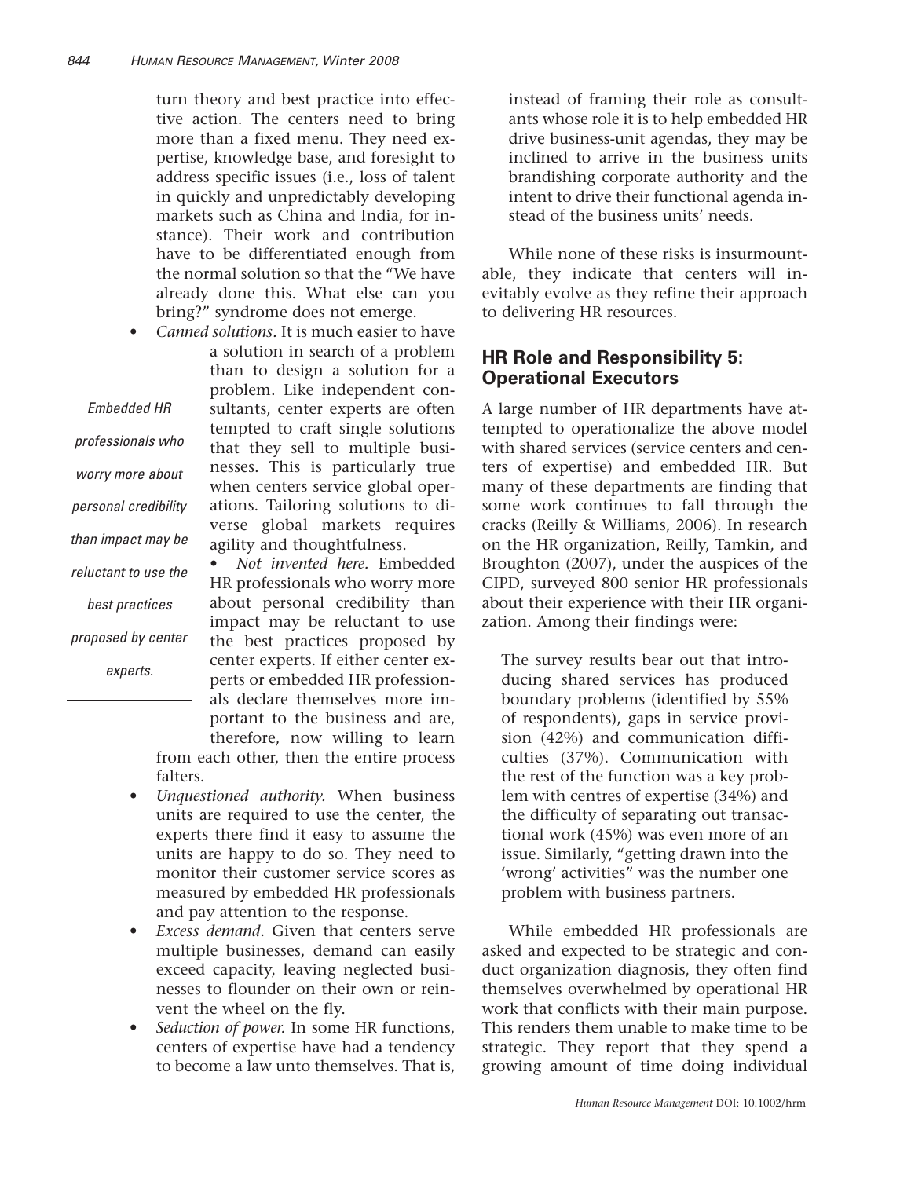turn theory and best practice into effective action. The centers need to bring more than a fixed menu. They need expertise, knowledge base, and foresight to address specific issues (i.e., loss of talent in quickly and unpredictably developing markets such as China and India, for instance). Their work and contribution have to be differentiated enough from the normal solution so that the "We have already done this. What else can you bring?" syndrome does not emerge.

- *Canned solutions*. It is much easier to have a solution in search of a problem than to design a solution for a problem. Like independent consultants, center experts are often tempted to craft single solutions that they sell to multiple businesses. This is particularly true when centers service global operations. Tailoring solutions to diverse global markets requires agility and thoughtfulness.
- *Not invented here*. Embedded HR professionals who worry more about personal credibility than impact may be reluctant to use the best practices proposed by center experts. If either center experts or embedded HR professionals declare themselves more important to the business and are, therefore, now willing to learn from each other, then the entire process falters.
- *Unquestioned authority*. When business units are required to use the center, the experts there find it easy to assume the units are happy to do so. They need to monitor their customer service scores as measured by embedded HR professionals and pay attention to the response.
- *Excess demand*. Given that centers serve multiple businesses, demand can easily exceed capacity, leaving neglected businesses to flounder on their own or reinvent the wheel on the fly.
- *Seduction of power*. In some HR functions, centers of expertise have had a tendency to become a law unto themselves. That is, instead of framing their role as consultants whose role it is to help embedded HR drive business-unit agendas, they may be inclined to arrive in the business units brandishing corporate authority and the intent to drive their functional agenda instead of the business units' needs.

*Embedded HR professionals who worry more about personal credibility than impact may be reluctant to use the best practices proposed by center experts.*

While none of these risks is insurmountable, they indicate that centers will inevitably evolve as they refine their approach to delivering HR resources.

## HR Role and Responsibility 5: Operational Executors

A large number of HR departments have attempted to operationalize the above model with shared services (service centers and centers of expertise) and embedded HR. But many of these departments are finding that some work continues to fall through the cracks (Reilly & Williams, 2006). In research on the HR organization, Reilly, Tamkin, and Broughton (2007), under the auspices of the CIPD, surveyed 800 senior HR professionals about their experience with their HR organization. Among their findings were:

> The survey results bear out that introducing shared services has produced boundary problems (identified by 55% of respondents), gaps in service provision (42%) and communication difficulties (37%). Communication with the rest of the function was a key problem with centres of expertise (34%) and the difficulty of separating out transactional work (45%) was even more of an issue. Similarly, "getting drawn into the 'wrong' activities" was the number one problem with business partners.

While embedded HR professionals are asked and expected to be strategic and conduct organization diagnosis, they often find themselves overwhelmed by operational HR work that conflicts with their main purpose. This renders them unable to make time to be strategic. They report that they spend a growing amount of time doing individual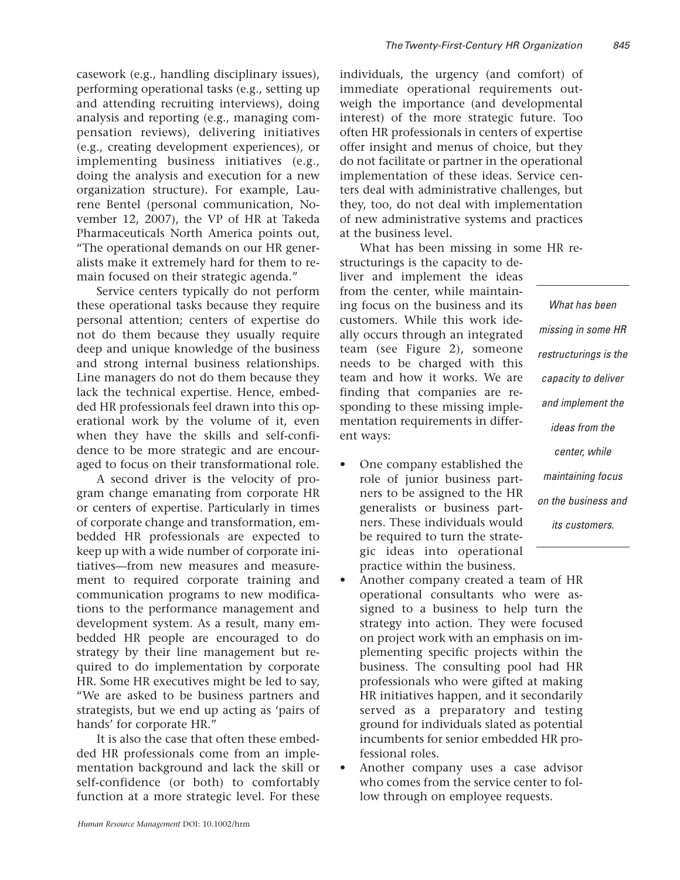casework (e.g., handling disciplinary issues), performing operational tasks (e.g., setting up and attending recruiting interviews), doing analysis and reporting (e.g., managing compensation reviews), delivering initiatives (e.g., creating development experiences), or implementing business initiatives (e.g., doing the analysis and execution for a new organization structure). For example, Laurene Bentel (personal communication, November 12, 2007), the VP of HR at Takeda Pharmaceuticals North America points out, "The operational demands on our HR generalists make it extremely hard for them to remain focused on their strategic agenda."

Service centers typically do not perform these operational tasks because they require personal attention; centers of expertise do not do them because they usually require deep and unique knowledge of the business and strong internal business relationships. Line managers do not do them because they lack the technical expertise. Hence, embedded HR professionals feel drawn into this operational work by the volume of it, even when they have the skills and self-confidence to be more strategic and are encouraged to focus on their transformational role.

A second driver is the velocity of program change emanating from corporate HR or centers of expertise. Particularly in times of corporate change and transformation, embedded HR professionals are expected to keep up with a wide number of corporate initiatives—from new measures and measurement to required corporate training and communication programs to new modifications to the performance management and development system. As a result, many embedded HR people are encouraged to do strategy by their line management but required to do implementation by corporate HR. Some HR executives might be led to say, "We are asked to be business partners and strategists, but we end up acting as 'pairs of hands' for corporate HR."

It is also the case that often these embedded HR professionals come from an implementation background and lack the skill or self-confidence (or both) to comfortably function at a more strategic level. For these individuals, the urgency (and comfort) of immediate operational requirements outweigh the importance (and developmental interest) of the more strategic future. Too often HR professionals in centers of expertise offer insight and menus of choice, but they do not facilitate or partner in the operational implementation of these ideas. Service centers deal with administrative challenges, but they, too, do not deal with implementation of new administrative systems and practices at the business level.

What has been missing in some HR restructurings is the capacity to deliver and implement the ideas from the center, while maintaining focus on the business and its customers. While this work ideally occurs through an integrated team (see Figure 2), someone needs to be charged with this team and how it works. We are finding that companies are responding to these missing implementation requirements in different ways:

*What has been missing in some HR restructurings is the capacity to deliver and implement the ideas from the center, while maintaining focus on the business and its customers.*

- One company established the role of junior business partners to be assigned to the HR generalists or business partners. These individuals would be required to turn the strategic ideas into operational practice within the business.
- Another company created a team of HR operational consultants who were assigned to a business to help turn the strategy into action. They were focused on project work with an emphasis on implementing specific projects within the business. The consulting pool had HR professionals who were gifted at making HR initiatives happen, and it secondarily served as a preparatory and testing ground for individuals slated as potential incumbents for senior embedded HR professional roles.
- Another company uses a case advisor who comes from the service center to follow through on employee requests.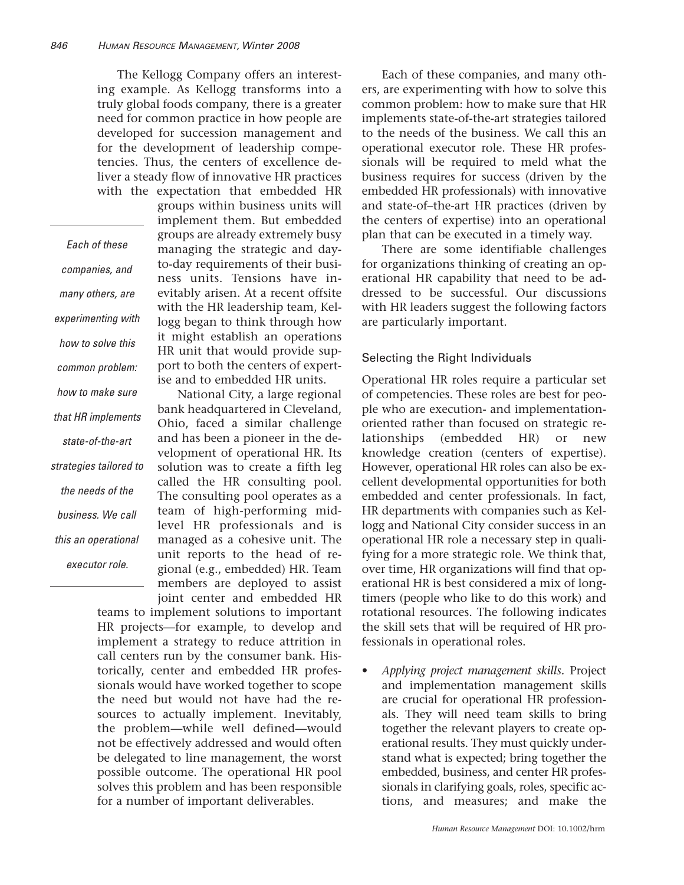The Kellogg Company offers an interesting example. As Kellogg transforms into a truly global foods company, there is a greater need for common practice in how people are developed for succession management and for the development of leadership competencies. Thus, the centers of excellence deliver a steady flow of innovative HR practices with the expectation that embedded HR groups within business units will implement them. But embedded groups are already extremely busy managing the strategic and day-to-day requirements of their business units. Tensions have inevitably arisen. At a recent offsite with the HR leadership team, Kellogg began to think through how it might establish an operations HR unit that would provide support to both the centers of expertise and to embedded HR units.

National City, a large regional bank headquartered in Cleveland, Ohio, faced a similar challenge and has been a pioneer in the development of operational HR. Its solution was to create a fifth leg called the HR consulting pool. The consulting pool operates as a team of high-performing mid-level HR professionals and is managed as a cohesive unit. The unit reports to the head of regional (e.g., embedded) HR. Team members are deployed to assist joint center and embedded HR teams to implement solutions to important HR projects—for example, to develop and implement a strategy to reduce attrition in call centers run by the consumer bank. Historically, center and embedded HR professionals would have worked together to scope the need but would not have had the resources to actually implement. Inevitably, the problem—while well defined—would not be effectively addressed and would often be delegated to line management, the worst possible outcome. The operational HR pool solves this problem and has been responsible for a number of important deliverables.

Each of these companies, and many others, are experimenting with how to solve this common problem: how to make sure that HR implements state-of-the-art strategies tailored to the needs of the business. We call this an operational executor role. These HR professionals will be required to meld what the business requires for success (driven by the embedded HR professionals) with innovative and state-of–the-art HR practices (driven by the centers of expertise) into an operational plan that can be executed in a timely way.

There are some identifiable challenges for organizations thinking of creating an operational HR capability that need to be addressed to be successful. Our discussions with HR leaders suggest the following factors are particularly important.

### Selecting the Right Individuals

Operational HR roles require a particular set of competencies. These roles are best for people who are execution- and implementation-oriented rather than focused on strategic relationships (embedded HR) or new knowledge creation (centers of expertise). However, operational HR roles can also be excellent developmental opportunities for both embedded and center professionals. In fact, HR departments with companies such as Kellogg and National City consider success in an operational HR role a necessary step in qualifying for a more strategic role. We think that, over time, HR organizations will find that operational HR is best considered a mix of longtimers (people who like to do this work) and rotational resources. The following indicates the skill sets that will be required of HR professionals in operational roles.

- *Applying project management skills.* Project and implementation management skills are crucial for operational HR professionals. They will need team skills to bring together the relevant players to create operational results. They must quickly understand what is expected; bring together the embedded, business, and center HR professionals in clarifying goals, roles, specific actions, and measures; and make the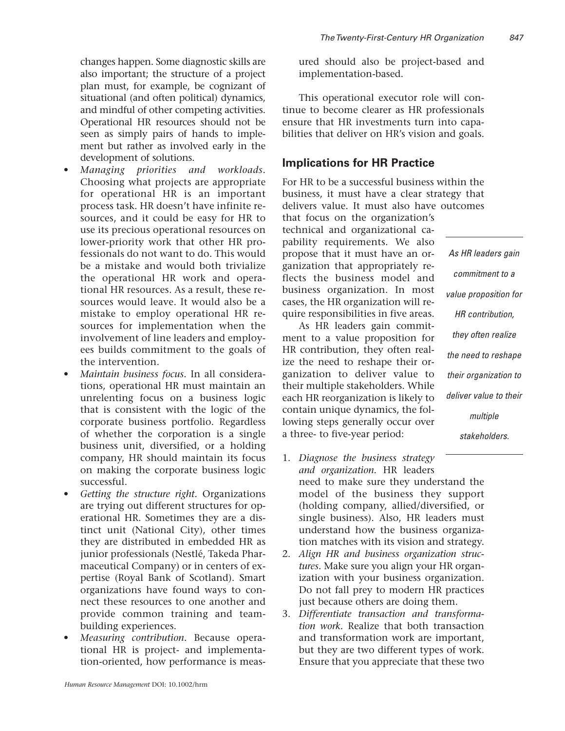changes happen. Some diagnostic skills are also important; the structure of a project plan must, for example, be cognizant of situational (and often political) dynamics, and mindful of other competing activities. Operational HR resources should not be seen as simply pairs of hands to implement but rather as involved early in the development of solutions.

- *Managing priorities and workloads*. Choosing what projects are appropriate for operational HR is an important process task. HR doesn't have infinite resources, and it could be easy for HR to use its precious operational resources on lower-priority work that other HR professionals do not want to do. This would be a mistake and would both trivialize the operational HR work and operational HR resources. As a result, these resources would leave. It would also be a mistake to employ operational HR resources for implementation when the involvement of line leaders and employees builds commitment to the goals of the intervention.
- *Maintain business focus*. In all considerations, operational HR must maintain an unrelenting focus on a business logic that is consistent with the logic of the corporate business portfolio. Regardless of whether the corporation is a single business unit, diversified, or a holding company, HR should maintain its focus on making the corporate business logic successful.
- *Getting the structure right*. Organizations are trying out different structures for operational HR. Sometimes they are a distinct unit (National City), other times they are distributed in embedded HR as junior professionals (Nestlé, Takeda Pharmaceutical Company) or in centers of expertise (Royal Bank of Scotland). Smart organizations have found ways to connect these resources to one another and provide common training and team-building experiences.
- *Measuring contribution*. Because operational HR is project- and implementation-oriented, how performance is measured should also be project-based and implementation-based.

This operational executor role will continue to become clearer as HR professionals ensure that HR investments turn into capabilities that deliver on HR's vision and goals.

## Implications for HR Practice

For HR to be a successful business within the business, it must have a clear strategy that delivers value. It must also have outcomes that focus on the organization's technical and organizational capability requirements. We also propose that it must have an organization that appropriately reflects the business model and business organization. In most cases, the HR organization will require responsibilities in five areas.

As HR leaders gain commitment to a value proposition for HR contribution, they often realize the need to reshape their organization to deliver value to their multiple stakeholders. While each HR reorganization is likely to contain unique dynamics, the following steps generally occur over a three- to five-year period:

*As HR leaders gain commitment to a value proposition for HR contribution, they often realize the need to reshape their organization to deliver value to their multiple stakeholders.*

1. *Diagnose the business strategy and organization*. HR leaders need to make sure they understand the model of the business they support (holding company, allied/diversified, or single business). Also, HR leaders must understand how the business organization matches with its vision and strategy.
2. *Align HR and business organization structures*. Make sure you align your HR organization with your business organization. Do not fall prey to modern HR practices just because others are doing them.
3. *Differentiate transaction and transformation work*. Realize that both transaction and transformation work are important, but they are two different types of work. Ensure that you appreciate that these two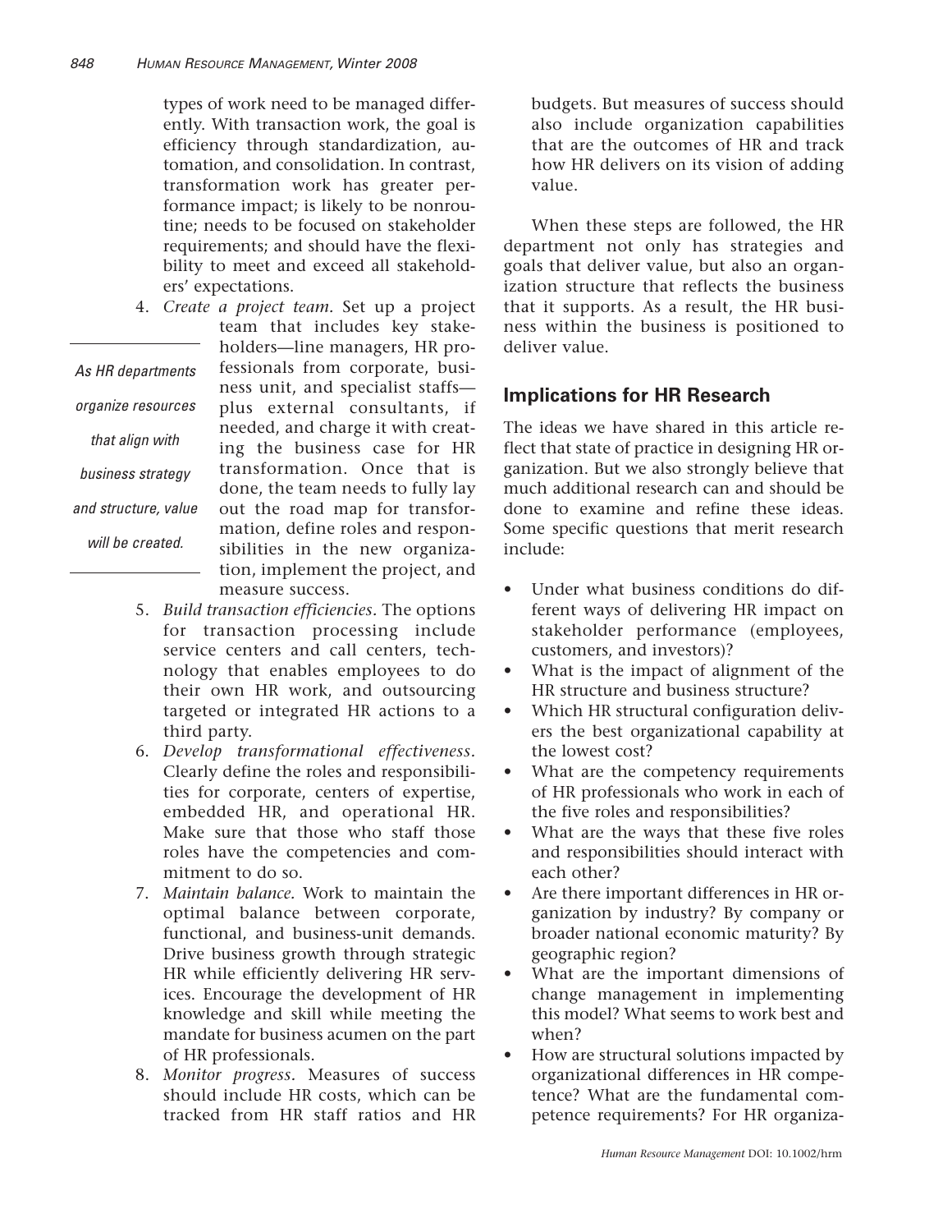types of work need to be managed differently. With transaction work, the goal is efficiency through standardization, automation, and consolidation. In contrast, transformation work has greater performance impact; is likely to be nonroutine; needs to be focused on stakeholder requirements; and should have the flexibility to meet and exceed all stakeholders' expectations.

4. *Create a project team.* Set up a project team that includes key stakeholders—line managers, HR professionals from corporate, business unit, and specialist staffs—plus external consultants, if needed, and charge it with creating the business case for HR transformation. Once that is done, the team needs to fully lay out the road map for transformation, define roles and responsibilities in the new organization, implement the project, and measure success.
5. *Build transaction efficiencies.* The options for transaction processing include service centers and call centers, technology that enables employees to do their own HR work, and outsourcing targeted or integrated HR actions to a third party.
6. *Develop transformational effectiveness.* Clearly define the roles and responsibilities for corporate, centers of expertise, embedded HR, and operational HR. Make sure that those who staff those roles have the competencies and commitment to do so.
7. *Maintain balance.* Work to maintain the optimal balance between corporate, functional, and business-unit demands. Drive business growth through strategic HR while efficiently delivering HR services. Encourage the development of HR knowledge and skill while meeting the mandate for business acumen on the part of HR professionals.
8. *Monitor progress.* Measures of success should include HR costs, which can be tracked from HR staff ratios and HR budgets. But measures of success should also include organization capabilities that are the outcomes of HR and track how HR delivers on its vision of adding value.

*As HR departments organize resources that align with business strategy and structure, value will be created.*

When these steps are followed, the HR department not only has strategies and goals that deliver value, but also an organization structure that reflects the business that it supports. As a result, the HR business within the business is positioned to deliver value.

## Implications for HR Research

The ideas we have shared in this article reflect that state of practice in designing HR organization. But we also strongly believe that much additional research can and should be done to examine and refine these ideas. Some specific questions that merit research include:

- Under what business conditions do different ways of delivering HR impact on stakeholder performance (employees, customers, and investors)?
- What is the impact of alignment of the HR structure and business structure?
- Which HR structural configuration delivers the best organizational capability at the lowest cost?
- What are the competency requirements of HR professionals who work in each of the five roles and responsibilities?
- What are the ways that these five roles and responsibilities should interact with each other?
- Are there important differences in HR organization by industry? By company or broader national economic maturity? By geographic region?
- What are the important dimensions of change management in implementing this model? What seems to work best and when?
- How are structural solutions impacted by organizational differences in HR competence? What are the fundamental competence requirements? For HR organiza-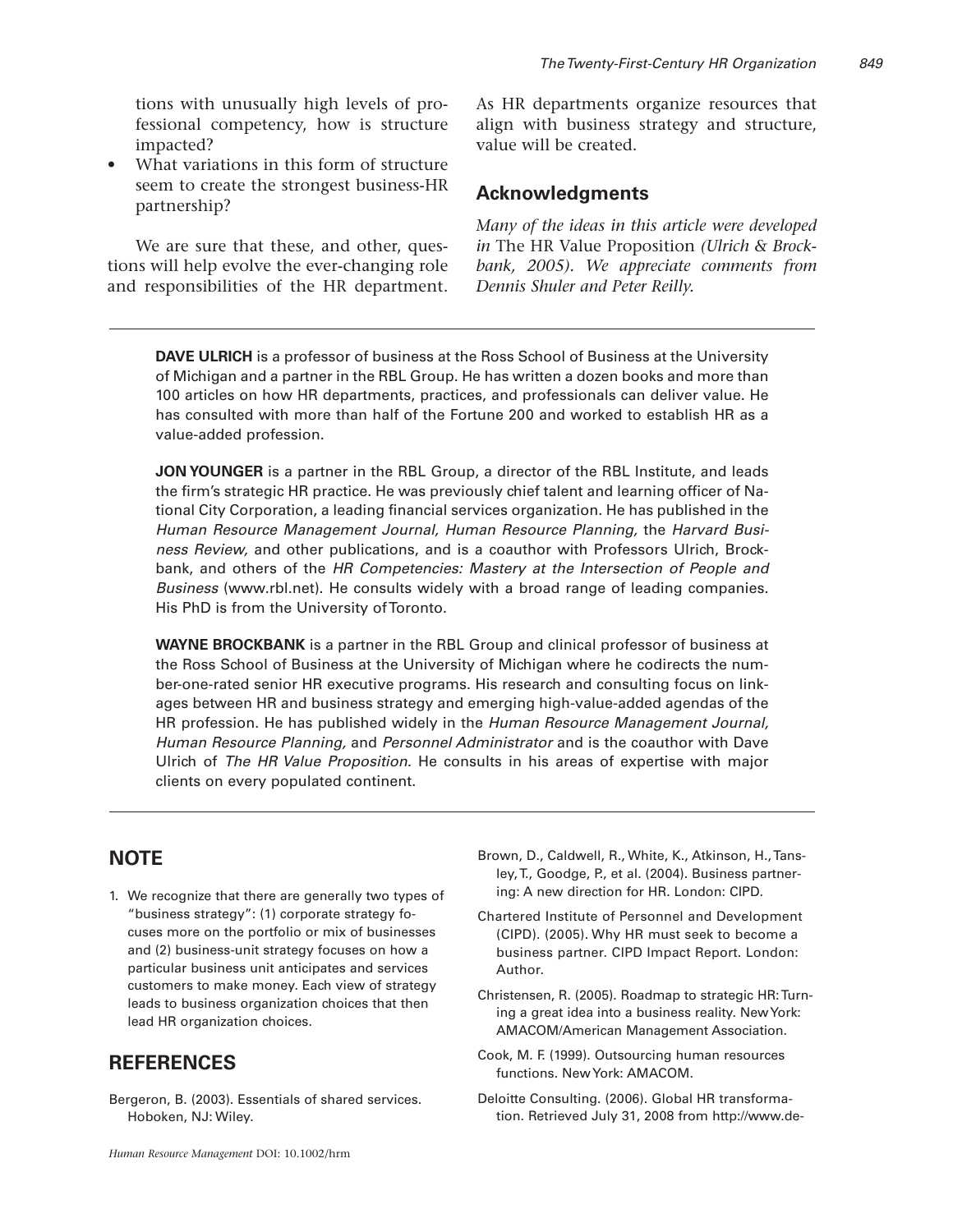tions with unusually high levels of professional competency, how is structure impacted?

- What variations in this form of structure seem to create the strongest business-HR partnership?

We are sure that these, and other, questions will help evolve the ever-changing role and responsibilities of the HR department. As HR departments organize resources that align with business strategy and structure, value will be created.

## Acknowledgments

*Many of the ideas in this article were developed in* The HR Value Proposition *(Ulrich & Brockbank, 2005). We appreciate comments from Dennis Shuler and Peter Reilly.*

**DAVE ULRICH** is a professor of business at the Ross School of Business at the University of Michigan and a partner in the RBL Group. He has written a dozen books and more than 100 articles on how HR departments, practices, and professionals can deliver value. He has consulted with more than half of the Fortune 200 and worked to establish HR as a value-added profession.

**JON YOUNGER** is a partner in the RBL Group, a director of the RBL Institute, and leads the firm's strategic HR practice. He was previously chief talent and learning officer of National City Corporation, a leading financial services organization. He has published in the *Human Resource Management Journal, Human Resource Planning,* the *Harvard Business Review,* and other publications, and is a coauthor with Professors Ulrich, Brockbank, and others of the *HR Competencies: Mastery at the Intersection of People and Business* (www.rbl.net). He consults widely with a broad range of leading companies. His PhD is from the University of Toronto.

**WAYNE BROCKBANK** is a partner in the RBL Group and clinical professor of business at the Ross School of Business at the University of Michigan where he codirects the number-one-rated senior HR executive programs. His research and consulting focus on linkages between HR and business strategy and emerging high-value-added agendas of the HR profession. He has published widely in the *Human Resource Management Journal, Human Resource Planning,* and *Personnel Administrator* and is the coauthor with Dave Ulrich of *The HR Value Proposition.* He consults in his areas of expertise with major clients on every populated continent.

## NOTE

1. We recognize that there are generally two types of "business strategy": (1) corporate strategy focuses more on the portfolio or mix of businesses and (2) business-unit strategy focuses on how a particular business unit anticipates and services customers to make money. Each view of strategy leads to business organization choices that then lead HR organization choices.

## REFERENCES

Bergeron, B. (2003). Essentials of shared services. Hoboken, NJ: Wiley.

Brown, D., Caldwell, R., White, K., Atkinson, H., Tansley, T., Goodge, P., et al. (2004). Business partnering: A new direction for HR. London: CIPD.

Chartered Institute of Personnel and Development (CIPD). (2005). Why HR must seek to become a business partner. CIPD Impact Report. London: Author.

Christensen, R. (2005). Roadmap to strategic HR: Turning a great idea into a business reality. New York: AMACOM/American Management Association.

Cook, M. F. (1999). Outsourcing human resources functions. New York: AMACOM.

Deloitte Consulting. (2006). Global HR transformation. Retrieved July 31, 2008 from http://www.de-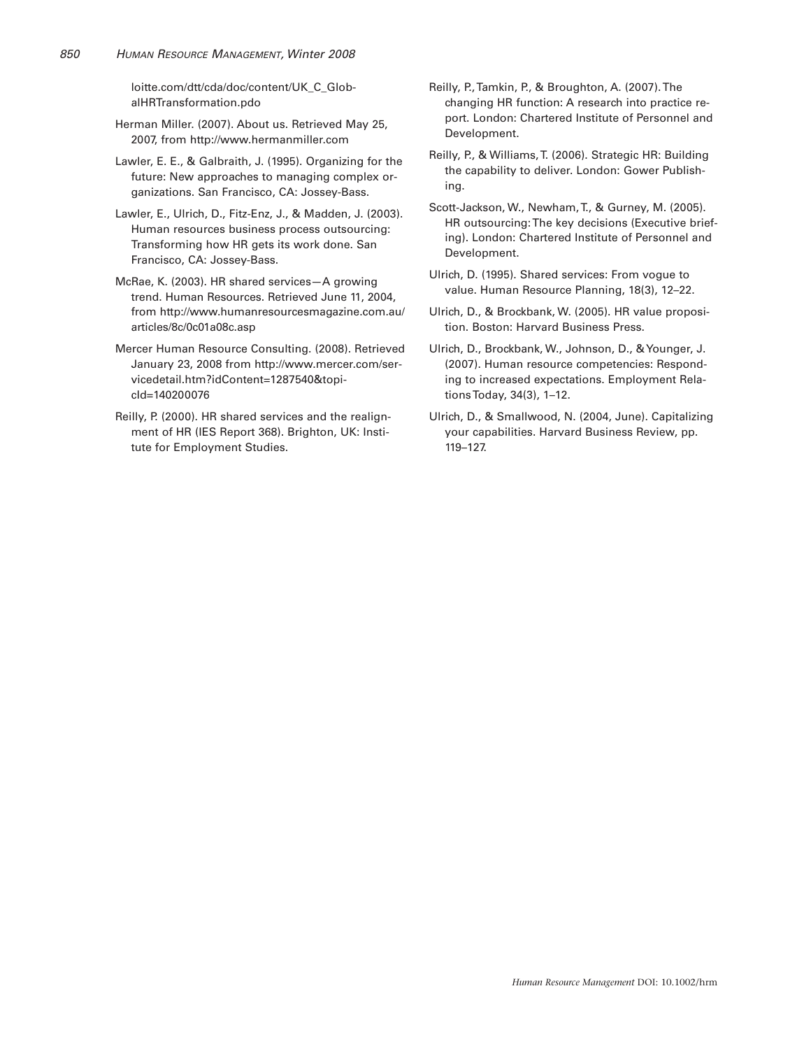loitte.com/dtt/cda/doc/content/UK_C_GlobalHRTransformation.pdo

Herman Miller. (2007). About us. Retrieved May 25, 2007, from http://www.hermanmiller.com

Lawler, E. E., & Galbraith, J. (1995). Organizing for the future: New approaches to managing complex organizations. San Francisco, CA: Jossey-Bass.

Lawler, E., Ulrich, D., Fitz-Enz, J., & Madden, J. (2003). Human resources business process outsourcing: Transforming how HR gets its work done. San Francisco, CA: Jossey-Bass.

McRae, K. (2003). HR shared services—A growing trend. Human Resources. Retrieved June 11, 2004, from http://www.humanresourcesmagazine.com.au/articles/8c/0c01a08c.asp

Mercer Human Resource Consulting. (2008). Retrieved January 23, 2008 from http://www.mercer.com/servicedetail.htm?idContent=1287540&topicId=140200076

Reilly, P. (2000). HR shared services and the realignment of HR (IES Report 368). Brighton, UK: Institute for Employment Studies.

Reilly, P., Tamkin, P., & Broughton, A. (2007). The changing HR function: A research into practice report. London: Chartered Institute of Personnel and Development.

Reilly, P., & Williams, T. (2006). Strategic HR: Building the capability to deliver. London: Gower Publishing.

Scott-Jackson, W., Newham, T., & Gurney, M. (2005). HR outsourcing: The key decisions (Executive briefing). London: Chartered Institute of Personnel and Development.

Ulrich, D. (1995). Shared services: From vogue to value. Human Resource Planning, 18(3), 12–22.

Ulrich, D., & Brockbank, W. (2005). HR value proposition. Boston: Harvard Business Press.

Ulrich, D., Brockbank, W., Johnson, D., & Younger, J. (2007). Human resource competencies: Responding to increased expectations. Employment Relations Today, 34(3), 1–12.

Ulrich, D., & Smallwood, N. (2004, June). Capitalizing your capabilities. Harvard Business Review, pp. 119–127.